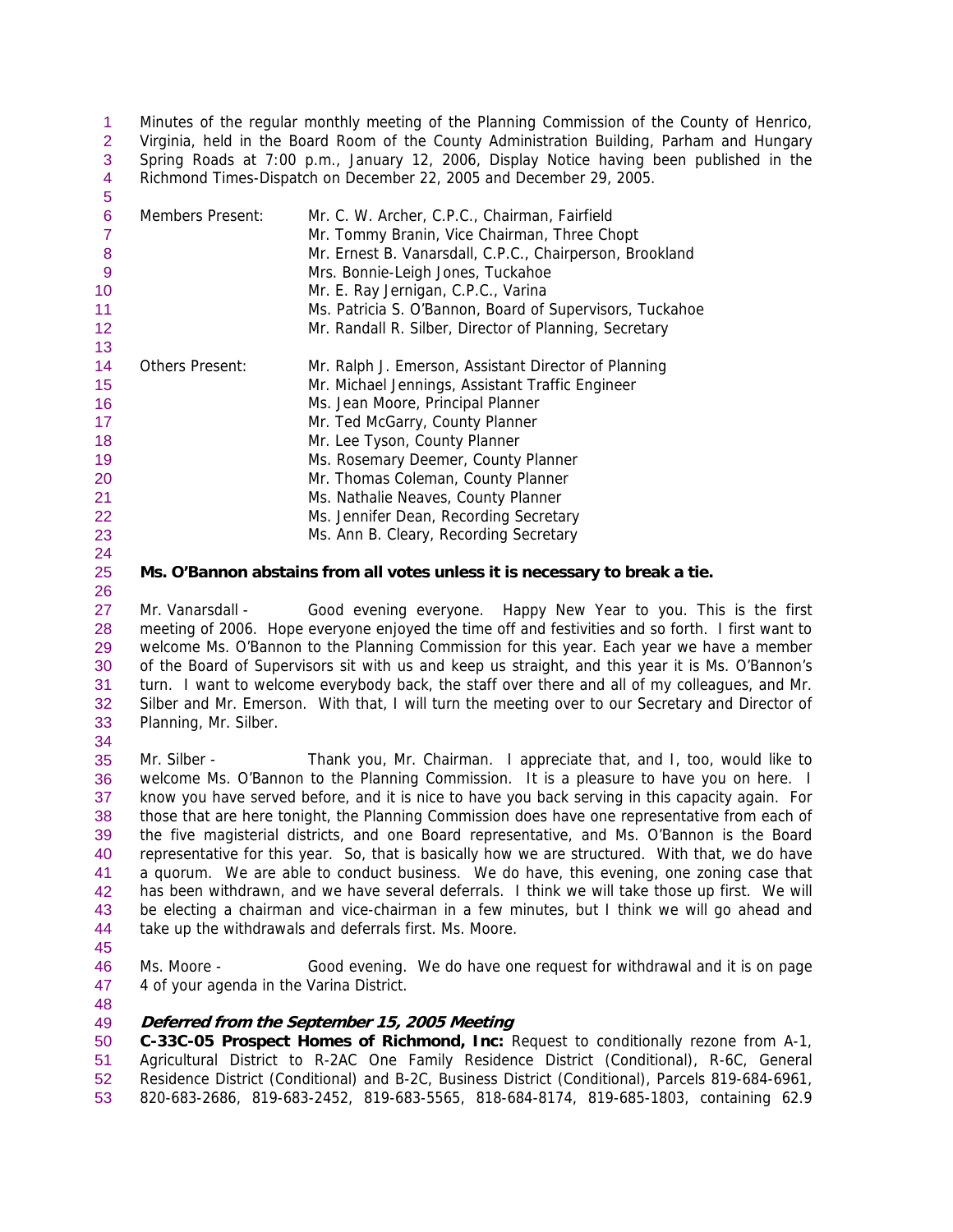Minutes of the regular monthly meeting of the Planning Commission of the County of Henrico, Virginia, held in the Board Room of the County Administration Building, Parham and Hungary Spring Roads at 7:00 p.m., January 12, 2006, Display Notice having been published in the Richmond Times-Dispatch on December 22, 2005 and December 29, 2005.

| | |
|---|---|
| Members Present: | Mr. C. W. Archer, C.P.C., Chairman, Fairfield |
| | Mr. Tommy Branin, Vice Chairman, Three Chopt |
| | Mr. Ernest B. Vanarsdall, C.P.C., Chairperson, Brookland |
| | Mrs. Bonnie-Leigh Jones, Tuckahoe |
| | Mr. E. Ray Jernigan, C.P.C., Varina |
| | Ms. Patricia S. O'Bannon, Board of Supervisors, Tuckahoe |
| | Mr. Randall R. Silber, Director of Planning, Secretary |
| Others Present: | Mr. Ralph J. Emerson, Assistant Director of Planning |
| | Mr. Michael Jennings, Assistant Traffic Engineer |
| | Ms. Jean Moore, Principal Planner |
| | Mr. Ted McGarry, County Planner |
| | Mr. Lee Tyson, County Planner |
| | Ms. Rosemary Deemer, County Planner |
| | Mr. Thomas Coleman, County Planner |
| | Ms. Nathalie Neaves, County Planner |
| | Ms. Jennifer Dean, Recording Secretary |
| | Ms. Ann B. Cleary, Recording Secretary |

**Ms. O'Bannon abstains from all votes unless it is necessary to break a tie.**

Mr. Vanarsdall - Good evening everyone. Happy New Year to you. This is the first meeting of 2006. Hope everyone enjoyed the time off and festivities and so forth. I first want to welcome Ms. O'Bannon to the Planning Commission for this year. Each year we have a member of the Board of Supervisors sit with us and keep us straight, and this year it is Ms. O'Bannon's turn. I want to welcome everybody back, the staff over there and all of my colleagues, and Mr. Silber and Mr. Emerson. With that, I will turn the meeting over to our Secretary and Director of Planning, Mr. Silber.

Mr. Silber - Thank you, Mr. Chairman. I appreciate that, and I, too, would like to welcome Ms. O'Bannon to the Planning Commission. It is a pleasure to have you on here. I know you have served before, and it is nice to have you back serving in this capacity again. For those that are here tonight, the Planning Commission does have one representative from each of the five magisterial districts, and one Board representative, and Ms. O'Bannon is the Board representative for this year. So, that is basically how we are structured. With that, we do have a quorum. We are able to conduct business. We do have, this evening, one zoning case that has been withdrawn, and we have several deferrals. I think we will take those up first. We will be electing a chairman and vice-chairman in a few minutes, but I think we will go ahead and take up the withdrawals and deferrals first. Ms. Moore.

Ms. Moore - Good evening. We do have one request for withdrawal and it is on page 4 of your agenda in the Varina District.

***Deferred from the September 15, 2005 Meeting***

**C-33C-05 Prospect Homes of Richmond, Inc:** Request to conditionally rezone from A-1, Agricultural District to R-2AC One Family Residence District (Conditional), R-6C, General Residence District (Conditional) and B-2C, Business District (Conditional), Parcels 819-684-6961, 820-683-2686, 819-683-2452, 819-683-5565, 818-684-8174, 819-685-1803, containing 62.9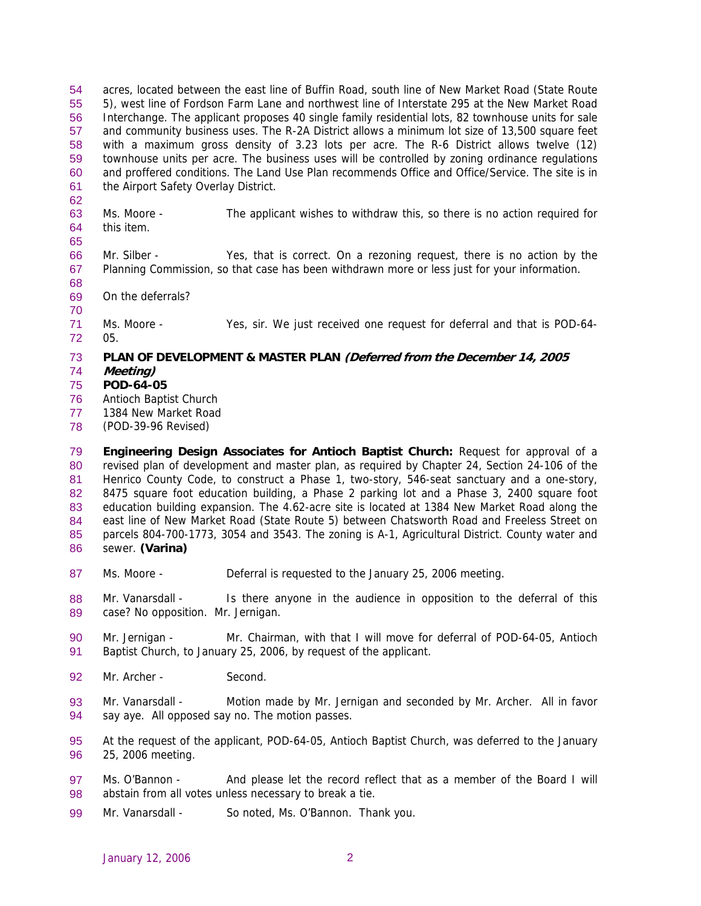acres, located between the east line of Buffin Road, south line of New Market Road (State Route 5), west line of Fordson Farm Lane and northwest line of Interstate 295 at the New Market Road Interchange. The applicant proposes 40 single family residential lots, 82 townhouse units for sale and community business uses. The R-2A District allows a minimum lot size of 13,500 square feet with a maximum gross density of 3.23 lots per acre. The R-6 District allows twelve (12) townhouse units per acre. The business uses will be controlled by zoning ordinance regulations and proffered conditions. The Land Use Plan recommends Office and Office/Service. The site is in the Airport Safety Overlay District.

Ms. Moore - The applicant wishes to withdraw this, so there is no action required for this item.

Mr. Silber - Yes, that is correct. On a rezoning request, there is no action by the Planning Commission, so that case has been withdrawn more or less just for your information.

On the deferrals?

Ms. Moore - Yes, sir. We just received one request for deferral and that is POD-64-05.

**PLAN OF DEVELOPMENT & MASTER PLAN *(Deferred from the December 14, 2005 Meeting)***
**POD-64-05**
Antioch Baptist Church
1384 New Market Road
(POD-39-96 Revised)

**Engineering Design Associates for Antioch Baptist Church:** Request for approval of a revised plan of development and master plan, as required by Chapter 24, Section 24-106 of the Henrico County Code, to construct a Phase 1, two-story, 546-seat sanctuary and a one-story, 8475 square foot education building, a Phase 2 parking lot and a Phase 3, 2400 square foot education building expansion. The 4.62-acre site is located at 1384 New Market Road along the east line of New Market Road (State Route 5) between Chatsworth Road and Freeless Street on parcels 804-700-1773, 3054 and 3543. The zoning is A-1, Agricultural District. County water and sewer. **(Varina)**

Ms. Moore - Deferral is requested to the January 25, 2006 meeting.

Mr. Vanarsdall - Is there anyone in the audience in opposition to the deferral of this case? No opposition. Mr. Jernigan.

Mr. Jernigan - Mr. Chairman, with that I will move for deferral of POD-64-05, Antioch Baptist Church, to January 25, 2006, by request of the applicant.

Mr. Archer - Second.

Mr. Vanarsdall - Motion made by Mr. Jernigan and seconded by Mr. Archer. All in favor say aye. All opposed say no. The motion passes.

At the request of the applicant, POD-64-05, Antioch Baptist Church, was deferred to the January 25, 2006 meeting.

Ms. O'Bannon - And please let the record reflect that as a member of the Board I will abstain from all votes unless necessary to break a tie.

Mr. Vanarsdall - So noted, Ms. O'Bannon. Thank you.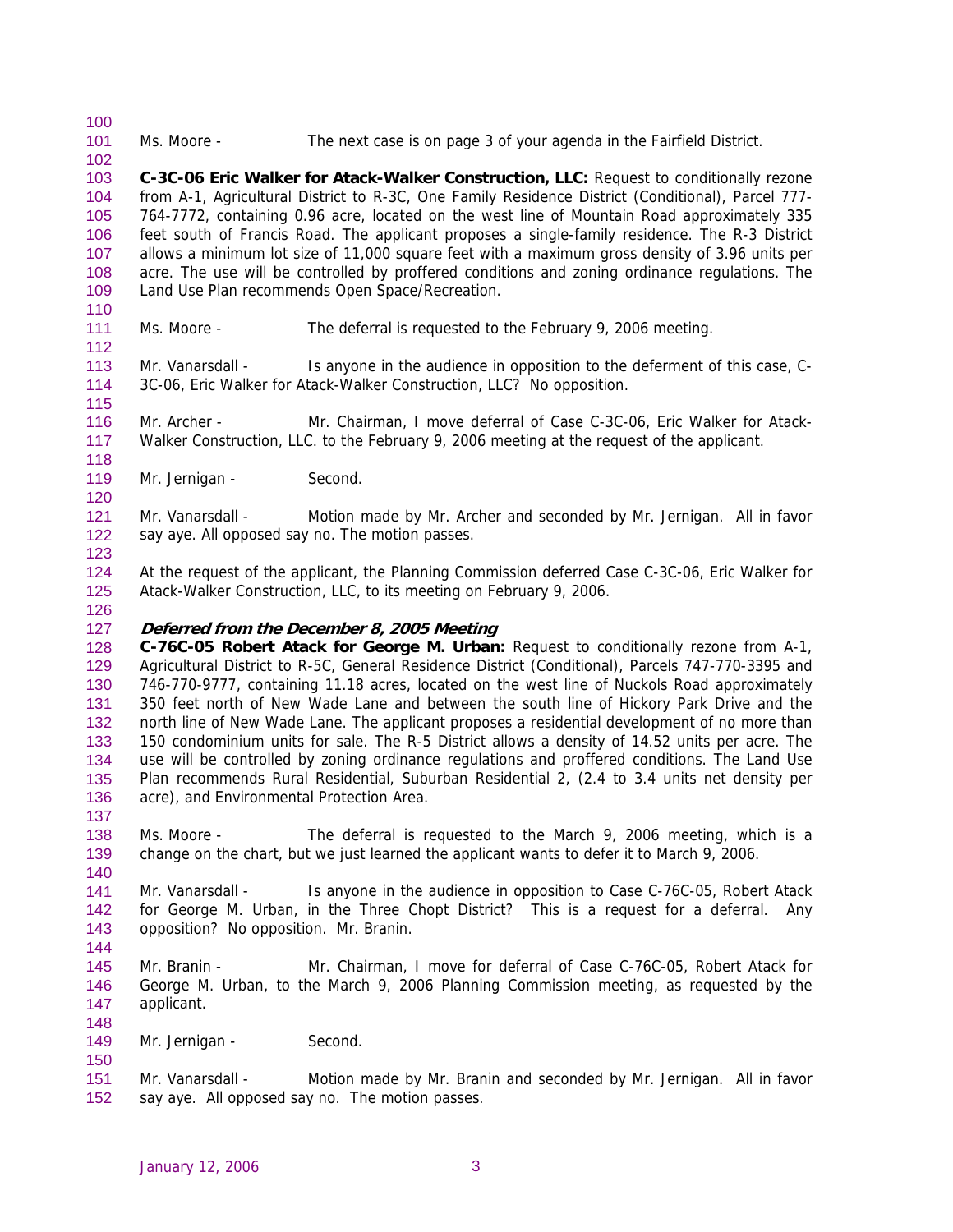Ms. Moore - The next case is on page 3 of your agenda in the Fairfield District.

**C-3C-06 Eric Walker for Atack-Walker Construction, LLC:** Request to conditionally rezone from A-1, Agricultural District to R-3C, One Family Residence District (Conditional), Parcel 777-764-7772, containing 0.96 acre, located on the west line of Mountain Road approximately 335 feet south of Francis Road. The applicant proposes a single-family residence. The R-3 District allows a minimum lot size of 11,000 square feet with a maximum gross density of 3.96 units per acre. The use will be controlled by proffered conditions and zoning ordinance regulations. The Land Use Plan recommends Open Space/Recreation.

Ms. Moore - The deferral is requested to the February 9, 2006 meeting.

Mr. Vanarsdall - Is anyone in the audience in opposition to the deferment of this case, C-3C-06, Eric Walker for Atack-Walker Construction, LLC? No opposition.

Mr. Archer - Mr. Chairman, I move deferral of Case C-3C-06, Eric Walker for Atack-Walker Construction, LLC. to the February 9, 2006 meeting at the request of the applicant.

Mr. Jernigan - Second.

Mr. Vanarsdall - Motion made by Mr. Archer and seconded by Mr. Jernigan. All in favor say aye. All opposed say no. The motion passes.

At the request of the applicant, the Planning Commission deferred Case C-3C-06, Eric Walker for Atack-Walker Construction, LLC, to its meeting on February 9, 2006.

***Deferred from the December 8, 2005 Meeting***
**C-76C-05 Robert Atack for George M. Urban:** Request to conditionally rezone from A-1, Agricultural District to R-5C, General Residence District (Conditional), Parcels 747-770-3395 and 746-770-9777, containing 11.18 acres, located on the west line of Nuckols Road approximately 350 feet north of New Wade Lane and between the south line of Hickory Park Drive and the north line of New Wade Lane. The applicant proposes a residential development of no more than 150 condominium units for sale. The R-5 District allows a density of 14.52 units per acre. The use will be controlled by zoning ordinance regulations and proffered conditions. The Land Use Plan recommends Rural Residential, Suburban Residential 2, (2.4 to 3.4 units net density per acre), and Environmental Protection Area.

Ms. Moore - The deferral is requested to the March 9, 2006 meeting, which is a change on the chart, but we just learned the applicant wants to defer it to March 9, 2006.

Mr. Vanarsdall - Is anyone in the audience in opposition to Case C-76C-05, Robert Atack for George M. Urban, in the Three Chopt District? This is a request for a deferral. Any opposition? No opposition. Mr. Branin.

Mr. Branin - Mr. Chairman, I move for deferral of Case C-76C-05, Robert Atack for George M. Urban, to the March 9, 2006 Planning Commission meeting, as requested by the applicant.

Mr. Jernigan - Second.

Mr. Vanarsdall - Motion made by Mr. Branin and seconded by Mr. Jernigan. All in favor say aye. All opposed say no. The motion passes.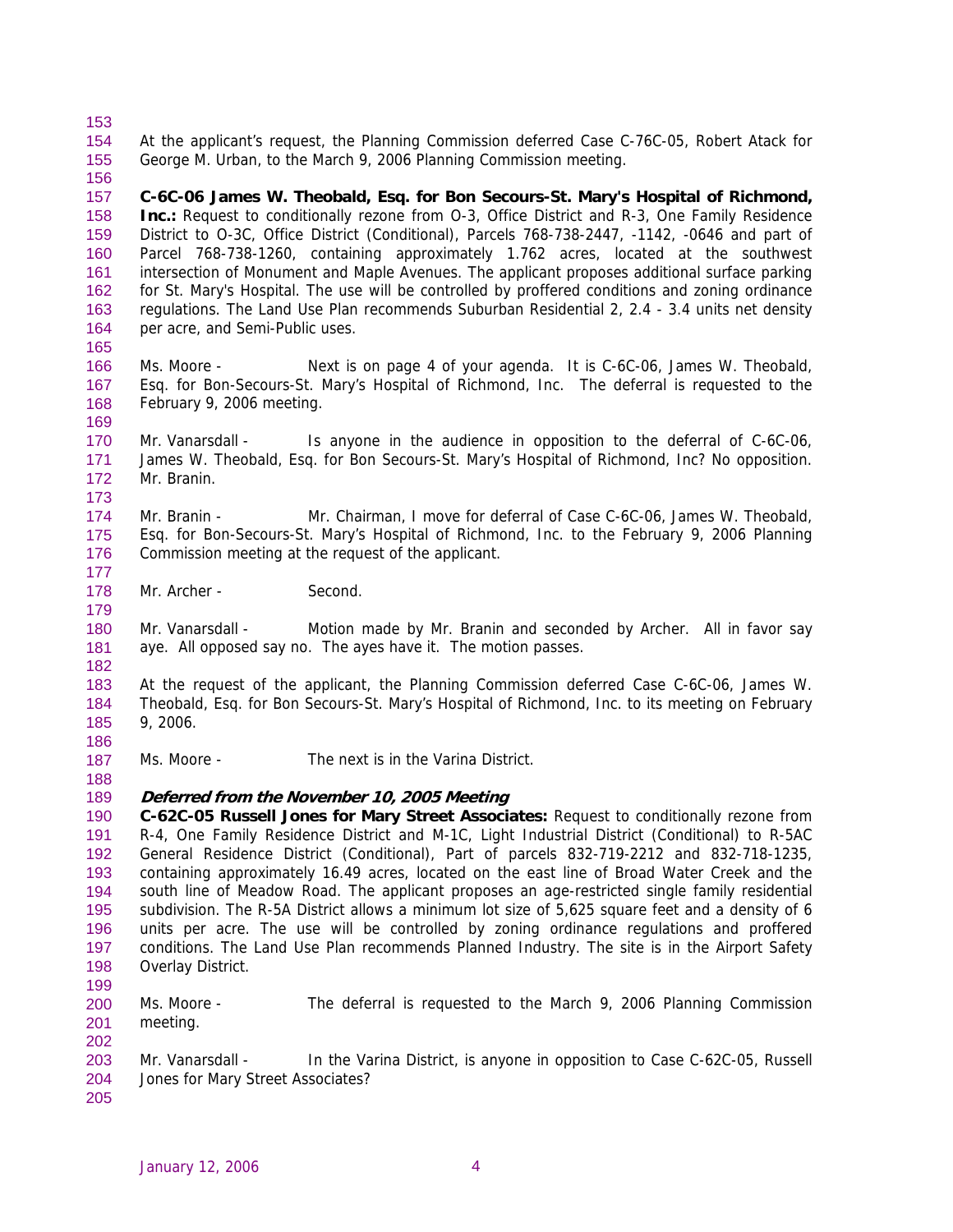At the applicant's request, the Planning Commission deferred Case C-76C-05, Robert Atack for George M. Urban, to the March 9, 2006 Planning Commission meeting.

**C-6C-06 James W. Theobald, Esq. for Bon Secours-St. Mary's Hospital of Richmond, Inc.:** Request to conditionally rezone from O-3, Office District and R-3, One Family Residence District to O-3C, Office District (Conditional), Parcels 768-738-2447, -1142, -0646 and part of Parcel 768-738-1260, containing approximately 1.762 acres, located at the southwest intersection of Monument and Maple Avenues. The applicant proposes additional surface parking for St. Mary's Hospital. The use will be controlled by proffered conditions and zoning ordinance regulations. The Land Use Plan recommends Suburban Residential 2, 2.4 - 3.4 units net density per acre, and Semi-Public uses.

Ms. Moore - Next is on page 4 of your agenda. It is C-6C-06, James W. Theobald, Esq. for Bon-Secours-St. Mary's Hospital of Richmond, Inc. The deferral is requested to the February 9, 2006 meeting.

Mr. Vanarsdall - Is anyone in the audience in opposition to the deferral of C-6C-06, James W. Theobald, Esq. for Bon Secours-St. Mary's Hospital of Richmond, Inc? No opposition. Mr. Branin.

Mr. Branin - Mr. Chairman, I move for deferral of Case C-6C-06, James W. Theobald, Esq. for Bon-Secours-St. Mary's Hospital of Richmond, Inc. to the February 9, 2006 Planning Commission meeting at the request of the applicant.

Mr. Archer - Second.

Mr. Vanarsdall - Motion made by Mr. Branin and seconded by Archer. All in favor say aye. All opposed say no. The ayes have it. The motion passes.

At the request of the applicant, the Planning Commission deferred Case C-6C-06, James W. Theobald, Esq. for Bon Secours-St. Mary's Hospital of Richmond, Inc. to its meeting on February 9, 2006.

Ms. Moore - The next is in the Varina District.

***Deferred from the November 10, 2005 Meeting***

**C-62C-05 Russell Jones for Mary Street Associates:** Request to conditionally rezone from R-4, One Family Residence District and M-1C, Light Industrial District (Conditional) to R-5AC General Residence District (Conditional), Part of parcels 832-719-2212 and 832-718-1235, containing approximately 16.49 acres, located on the east line of Broad Water Creek and the south line of Meadow Road. The applicant proposes an age-restricted single family residential subdivision. The R-5A District allows a minimum lot size of 5,625 square feet and a density of 6 units per acre. The use will be controlled by zoning ordinance regulations and proffered conditions. The Land Use Plan recommends Planned Industry. The site is in the Airport Safety Overlay District.

Ms. Moore - The deferral is requested to the March 9, 2006 Planning Commission meeting.

Mr. Vanarsdall - In the Varina District, is anyone in opposition to Case C-62C-05, Russell Jones for Mary Street Associates?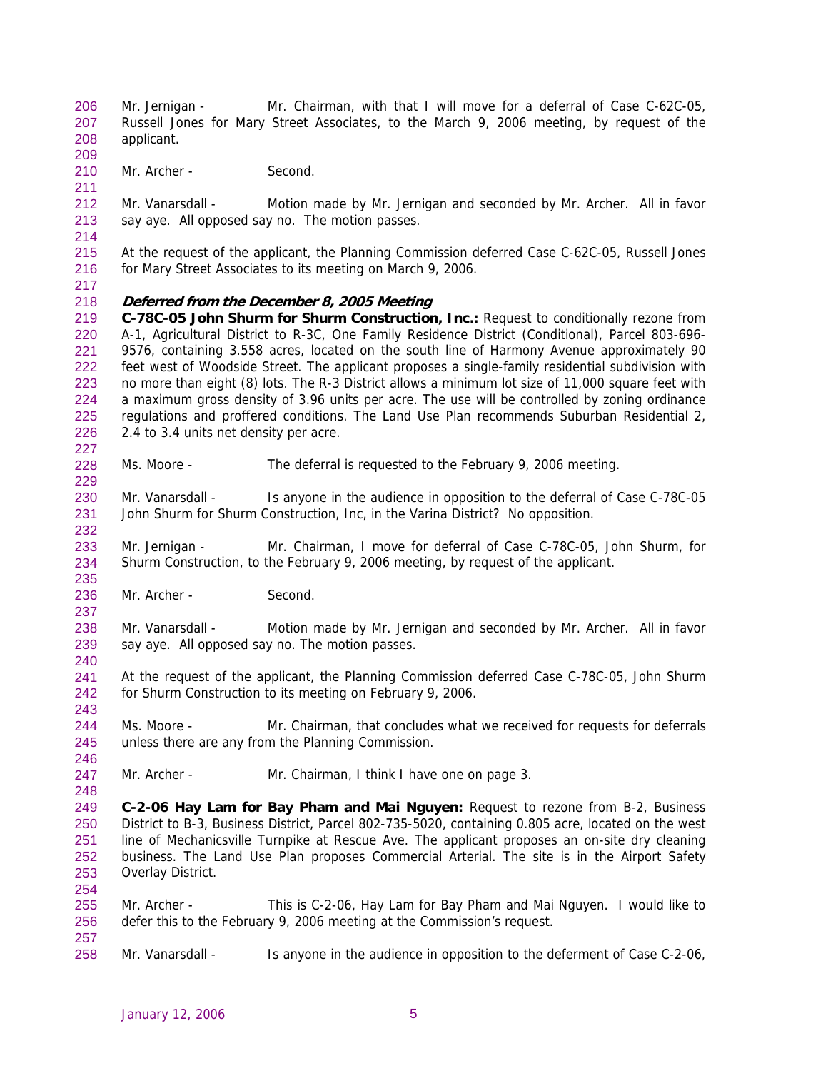Mr. Jernigan - Mr. Chairman, with that I will move for a deferral of Case C-62C-05, Russell Jones for Mary Street Associates, to the March 9, 2006 meeting, by request of the applicant.

Mr. Archer - Second.

Mr. Vanarsdall - Motion made by Mr. Jernigan and seconded by Mr. Archer. All in favor say aye. All opposed say no. The motion passes.

At the request of the applicant, the Planning Commission deferred Case C-62C-05, Russell Jones for Mary Street Associates to its meeting on March 9, 2006.

***Deferred from the December 8, 2005 Meeting***

**C-78C-05 John Shurm for Shurm Construction, Inc.:** Request to conditionally rezone from A-1, Agricultural District to R-3C, One Family Residence District (Conditional), Parcel 803-696-9576, containing 3.558 acres, located on the south line of Harmony Avenue approximately 90 feet west of Woodside Street. The applicant proposes a single-family residential subdivision with no more than eight (8) lots. The R-3 District allows a minimum lot size of 11,000 square feet with a maximum gross density of 3.96 units per acre. The use will be controlled by zoning ordinance regulations and proffered conditions. The Land Use Plan recommends Suburban Residential 2, 2.4 to 3.4 units net density per acre.

Ms. Moore - The deferral is requested to the February 9, 2006 meeting.

Mr. Vanarsdall - Is anyone in the audience in opposition to the deferral of Case C-78C-05 John Shurm for Shurm Construction, Inc, in the Varina District? No opposition.

Mr. Jernigan - Mr. Chairman, I move for deferral of Case C-78C-05, John Shurm, for Shurm Construction, to the February 9, 2006 meeting, by request of the applicant.

Mr. Archer - Second.

Mr. Vanarsdall - Motion made by Mr. Jernigan and seconded by Mr. Archer. All in favor say aye. All opposed say no. The motion passes.

At the request of the applicant, the Planning Commission deferred Case C-78C-05, John Shurm for Shurm Construction to its meeting on February 9, 2006.

Ms. Moore - Mr. Chairman, that concludes what we received for requests for deferrals unless there are any from the Planning Commission.

Mr. Archer - Mr. Chairman, I think I have one on page 3.

**C-2-06 Hay Lam for Bay Pham and Mai Nguyen:** Request to rezone from B-2, Business District to B-3, Business District, Parcel 802-735-5020, containing 0.805 acre, located on the west line of Mechanicsville Turnpike at Rescue Ave. The applicant proposes an on-site dry cleaning business. The Land Use Plan proposes Commercial Arterial. The site is in the Airport Safety Overlay District.

Mr. Archer - This is C-2-06, Hay Lam for Bay Pham and Mai Nguyen. I would like to defer this to the February 9, 2006 meeting at the Commission's request.

Mr. Vanarsdall - Is anyone in the audience in opposition to the deferment of Case C-2-06,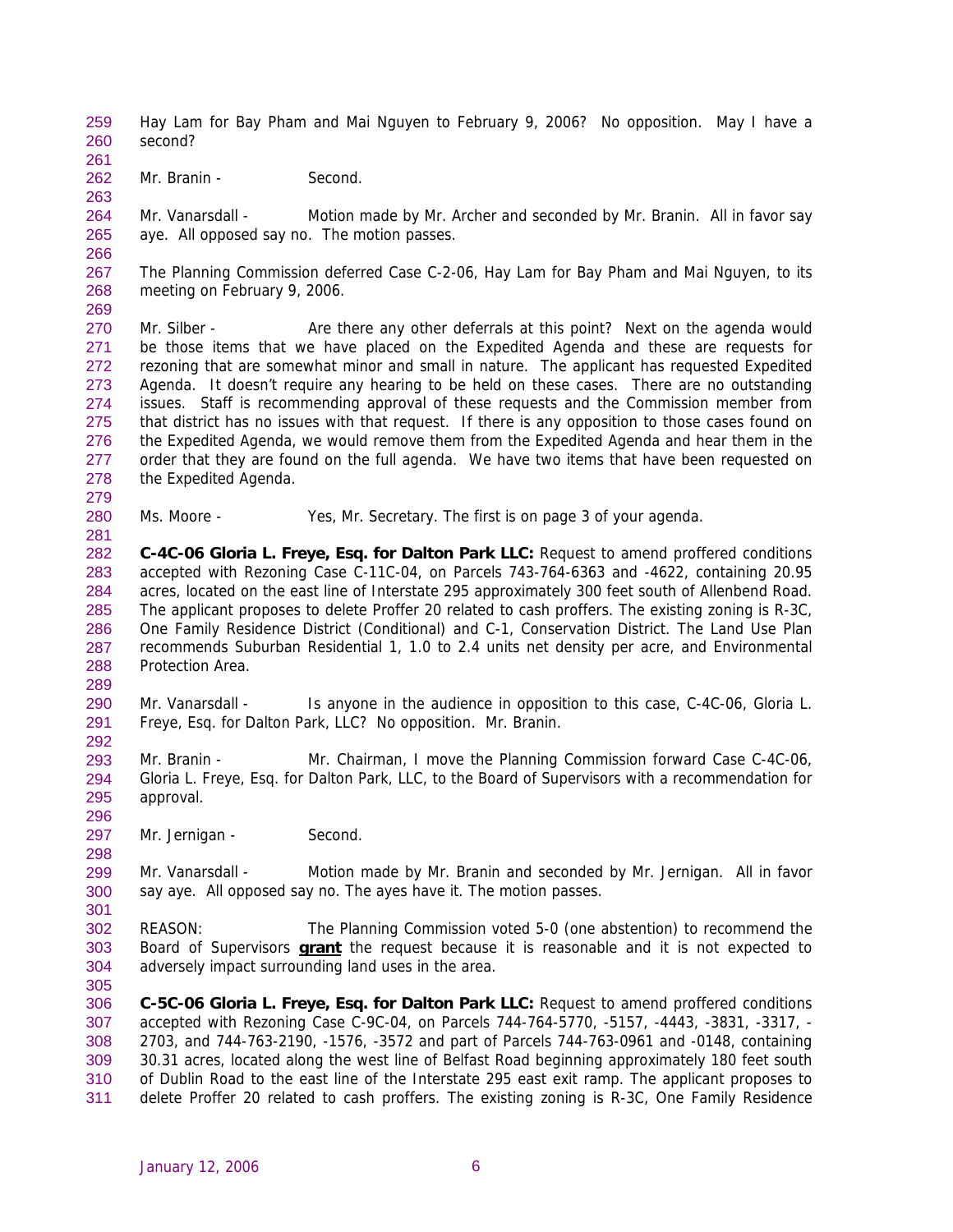Hay Lam for Bay Pham and Mai Nguyen to February 9, 2006? No opposition. May I have a second?

Mr. Branin - Second.

Mr. Vanarsdall - Motion made by Mr. Archer and seconded by Mr. Branin. All in favor say aye. All opposed say no. The motion passes.

The Planning Commission deferred Case C-2-06, Hay Lam for Bay Pham and Mai Nguyen, to its meeting on February 9, 2006.

Mr. Silber - Are there any other deferrals at this point? Next on the agenda would be those items that we have placed on the Expedited Agenda and these are requests for rezoning that are somewhat minor and small in nature. The applicant has requested Expedited Agenda. It doesn't require any hearing to be held on these cases. There are no outstanding issues. Staff is recommending approval of these requests and the Commission member from that district has no issues with that request. If there is any opposition to those cases found on the Expedited Agenda, we would remove them from the Expedited Agenda and hear them in the order that they are found on the full agenda. We have two items that have been requested on the Expedited Agenda.

Ms. Moore - Yes, Mr. Secretary. The first is on page 3 of your agenda.

**C-4C-06 Gloria L. Freye, Esq. for Dalton Park LLC:** Request to amend proffered conditions accepted with Rezoning Case C-11C-04, on Parcels 743-764-6363 and -4622, containing 20.95 acres, located on the east line of Interstate 295 approximately 300 feet south of Allenbend Road. The applicant proposes to delete Proffer 20 related to cash proffers. The existing zoning is R-3C, One Family Residence District (Conditional) and C-1, Conservation District. The Land Use Plan recommends Suburban Residential 1, 1.0 to 2.4 units net density per acre, and Environmental Protection Area.

Mr. Vanarsdall - Is anyone in the audience in opposition to this case, C-4C-06, Gloria L. Freye, Esq. for Dalton Park, LLC? No opposition. Mr. Branin.

Mr. Branin - Mr. Chairman, I move the Planning Commission forward Case C-4C-06, Gloria L. Freye, Esq. for Dalton Park, LLC, to the Board of Supervisors with a recommendation for approval.

Mr. Jernigan - Second.

Mr. Vanarsdall - Motion made by Mr. Branin and seconded by Mr. Jernigan. All in favor say aye. All opposed say no. The ayes have it. The motion passes.

REASON: The Planning Commission voted 5-0 (one abstention) to recommend the Board of Supervisors **grant** the request because it is reasonable and it is not expected to adversely impact surrounding land uses in the area.

**C-5C-06 Gloria L. Freye, Esq. for Dalton Park LLC:** Request to amend proffered conditions accepted with Rezoning Case C-9C-04, on Parcels 744-764-5770, -5157, -4443, -3831, -3317, -2703, and 744-763-2190, -1576, -3572 and part of Parcels 744-763-0961 and -0148, containing 30.31 acres, located along the west line of Belfast Road beginning approximately 180 feet south of Dublin Road to the east line of the Interstate 295 east exit ramp. The applicant proposes to delete Proffer 20 related to cash proffers. The existing zoning is R-3C, One Family Residence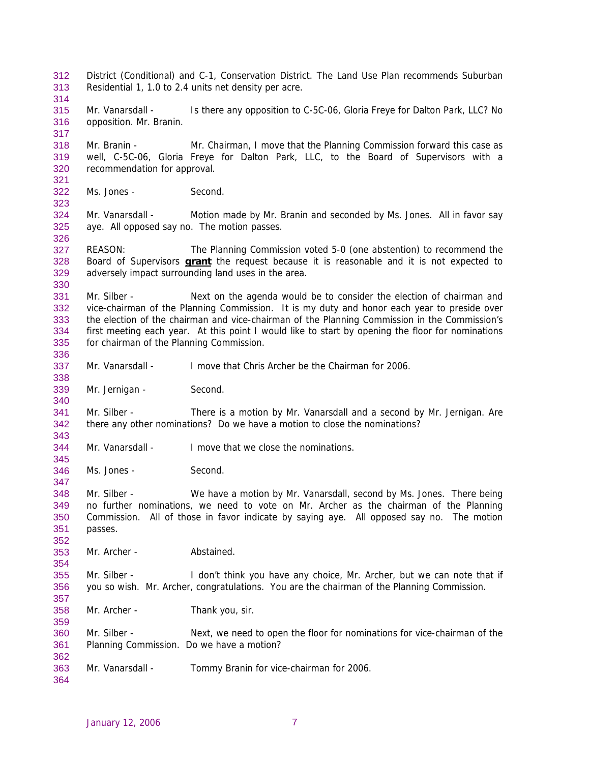District (Conditional) and C-1, Conservation District. The Land Use Plan recommends Suburban Residential 1, 1.0 to 2.4 units net density per acre.

Mr. Vanarsdall - Is there any opposition to C-5C-06, Gloria Freye for Dalton Park, LLC? No opposition. Mr. Branin.

Mr. Branin - Mr. Chairman, I move that the Planning Commission forward this case as well, C-5C-06, Gloria Freye for Dalton Park, LLC, to the Board of Supervisors with a recommendation for approval.

Ms. Jones - Second.

Mr. Vanarsdall - Motion made by Mr. Branin and seconded by Ms. Jones. All in favor say aye. All opposed say no. The motion passes.

REASON: The Planning Commission voted 5-0 (one abstention) to recommend the Board of Supervisors **grant** the request because it is reasonable and it is not expected to adversely impact surrounding land uses in the area.

Mr. Silber - Next on the agenda would be to consider the election of chairman and vice-chairman of the Planning Commission. It is my duty and honor each year to preside over the election of the chairman and vice-chairman of the Planning Commission in the Commission's first meeting each year. At this point I would like to start by opening the floor for nominations for chairman of the Planning Commission.

Mr. Vanarsdall - I move that Chris Archer be the Chairman for 2006.

Mr. Jernigan - Second.

Mr. Silber - There is a motion by Mr. Vanarsdall and a second by Mr. Jernigan. Are there any other nominations? Do we have a motion to close the nominations?

Mr. Vanarsdall - I move that we close the nominations.

Ms. Jones - Second.

Mr. Silber - We have a motion by Mr. Vanarsdall, second by Ms. Jones. There being no further nominations, we need to vote on Mr. Archer as the chairman of the Planning Commission. All of those in favor indicate by saying aye. All opposed say no. The motion passes.

Mr. Archer - Abstained.

Mr. Silber - I don't think you have any choice, Mr. Archer, but we can note that if you so wish. Mr. Archer, congratulations. You are the chairman of the Planning Commission.

Mr. Archer - Thank you, sir.

Mr. Silber - Next, we need to open the floor for nominations for vice-chairman of the Planning Commission. Do we have a motion?

Mr. Vanarsdall - Tommy Branin for vice-chairman for 2006.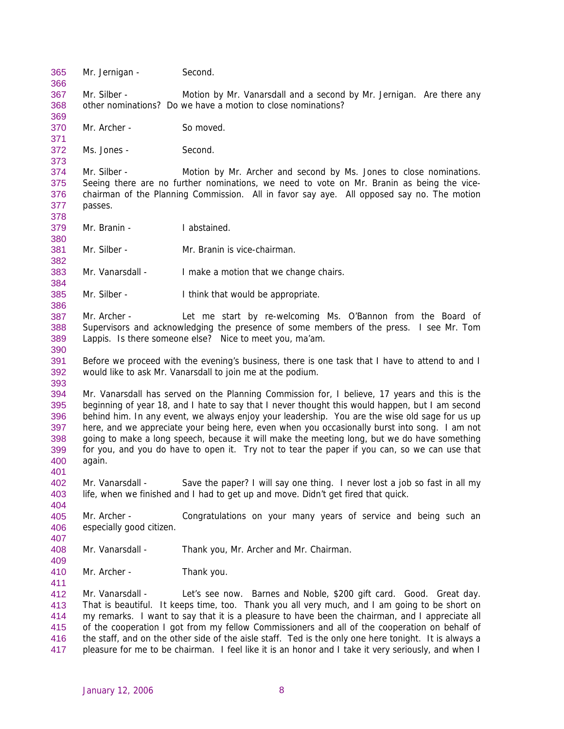Mr. Jernigan - Second.

Mr. Silber - Motion by Mr. Vanarsdall and a second by Mr. Jernigan. Are there any other nominations? Do we have a motion to close nominations?

Mr. Archer - So moved.

Ms. Jones - Second.

Mr. Silber - Motion by Mr. Archer and second by Ms. Jones to close nominations. Seeing there are no further nominations, we need to vote on Mr. Branin as being the vice-chairman of the Planning Commission. All in favor say aye. All opposed say no. The motion passes.

Mr. Branin - I abstained.

Mr. Silber - Mr. Branin is vice-chairman.

Mr. Vanarsdall - I make a motion that we change chairs.

Mr. Silber - I think that would be appropriate.

Mr. Archer - Let me start by re-welcoming Ms. O'Bannon from the Board of Supervisors and acknowledging the presence of some members of the press. I see Mr. Tom Lappis. Is there someone else? Nice to meet you, ma'am.

Before we proceed with the evening's business, there is one task that I have to attend to and I would like to ask Mr. Vanarsdall to join me at the podium.

Mr. Vanarsdall has served on the Planning Commission for, I believe, 17 years and this is the beginning of year 18, and I hate to say that I never thought this would happen, but I am second behind him. In any event, we always enjoy your leadership. You are the wise old sage for us up here, and we appreciate your being here, even when you occasionally burst into song. I am not going to make a long speech, because it will make the meeting long, but we do have something for you, and you do have to open it. Try not to tear the paper if you can, so we can use that again.

Mr. Vanarsdall - Save the paper? I will say one thing. I never lost a job so fast in all my life, when we finished and I had to get up and move. Didn't get fired that quick.

Mr. Archer - Congratulations on your many years of service and being such an especially good citizen.

Mr. Vanarsdall - Thank you, Mr. Archer and Mr. Chairman.

Mr. Archer - Thank you.

Mr. Vanarsdall - Let's see now. Barnes and Noble, $200 gift card. Good. Great day. That is beautiful. It keeps time, too. Thank you all very much, and I am going to be short on my remarks. I want to say that it is a pleasure to have been the chairman, and I appreciate all of the cooperation I got from my fellow Commissioners and all of the cooperation on behalf of the staff, and on the other side of the aisle staff. Ted is the only one here tonight. It is always a pleasure for me to be chairman. I feel like it is an honor and I take it very seriously, and when I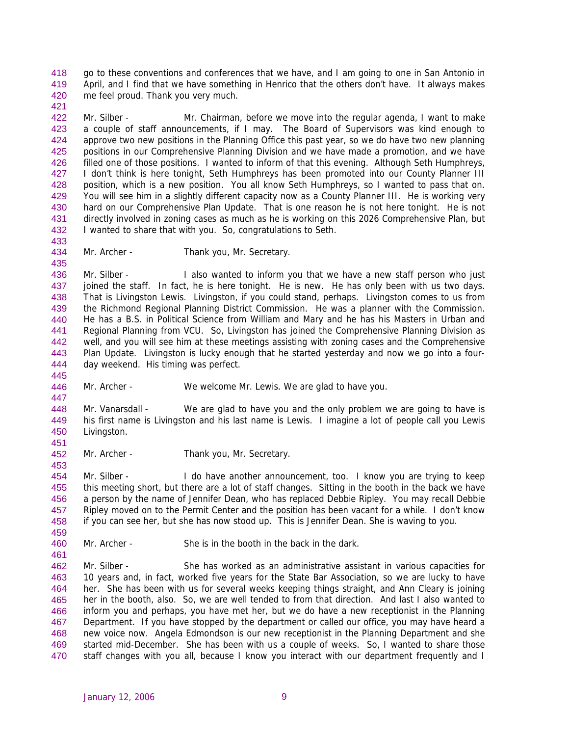go to these conventions and conferences that we have, and I am going to one in San Antonio in April, and I find that we have something in Henrico that the others don't have. It always makes me feel proud. Thank you very much.

Mr. Silber - Mr. Chairman, before we move into the regular agenda, I want to make a couple of staff announcements, if I may. The Board of Supervisors was kind enough to approve two new positions in the Planning Office this past year, so we do have two new planning positions in our Comprehensive Planning Division and we have made a promotion, and we have filled one of those positions. I wanted to inform of that this evening. Although Seth Humphreys, I don't think is here tonight, Seth Humphreys has been promoted into our County Planner III position, which is a new position. You all know Seth Humphreys, so I wanted to pass that on. You will see him in a slightly different capacity now as a County Planner III. He is working very hard on our Comprehensive Plan Update. That is one reason he is not here tonight. He is not directly involved in zoning cases as much as he is working on this 2026 Comprehensive Plan, but I wanted to share that with you. So, congratulations to Seth.

Mr. Archer - Thank you, Mr. Secretary.

Mr. Silber - I also wanted to inform you that we have a new staff person who just joined the staff. In fact, he is here tonight. He is new. He has only been with us two days. That is Livingston Lewis. Livingston, if you could stand, perhaps. Livingston comes to us from the Richmond Regional Planning District Commission. He was a planner with the Commission. He has a B.S. in Political Science from William and Mary and he has his Masters in Urban and Regional Planning from VCU. So, Livingston has joined the Comprehensive Planning Division as well, and you will see him at these meetings assisting with zoning cases and the Comprehensive Plan Update. Livingston is lucky enough that he started yesterday and now we go into a four-day weekend. His timing was perfect.

Mr. Archer - We welcome Mr. Lewis. We are glad to have you.

Mr. Vanarsdall - We are glad to have you and the only problem we are going to have is his first name is Livingston and his last name is Lewis. I imagine a lot of people call you Lewis Livingston.

Mr. Archer - Thank you, Mr. Secretary.

Mr. Silber - I do have another announcement, too. I know you are trying to keep this meeting short, but there are a lot of staff changes. Sitting in the booth in the back we have a person by the name of Jennifer Dean, who has replaced Debbie Ripley. You may recall Debbie Ripley moved on to the Permit Center and the position has been vacant for a while. I don't know if you can see her, but she has now stood up. This is Jennifer Dean. She is waving to you.

Mr. Archer - She is in the booth in the back in the dark.

Mr. Silber - She has worked as an administrative assistant in various capacities for 10 years and, in fact, worked five years for the State Bar Association, so we are lucky to have her. She has been with us for several weeks keeping things straight, and Ann Cleary is joining her in the booth, also. So, we are well tended to from that direction. And last I also wanted to inform you and perhaps, you have met her, but we do have a new receptionist in the Planning Department. If you have stopped by the department or called our office, you may have heard a new voice now. Angela Edmondson is our new receptionist in the Planning Department and she started mid-December. She has been with us a couple of weeks. So, I wanted to share those staff changes with you all, because I know you interact with our department frequently and I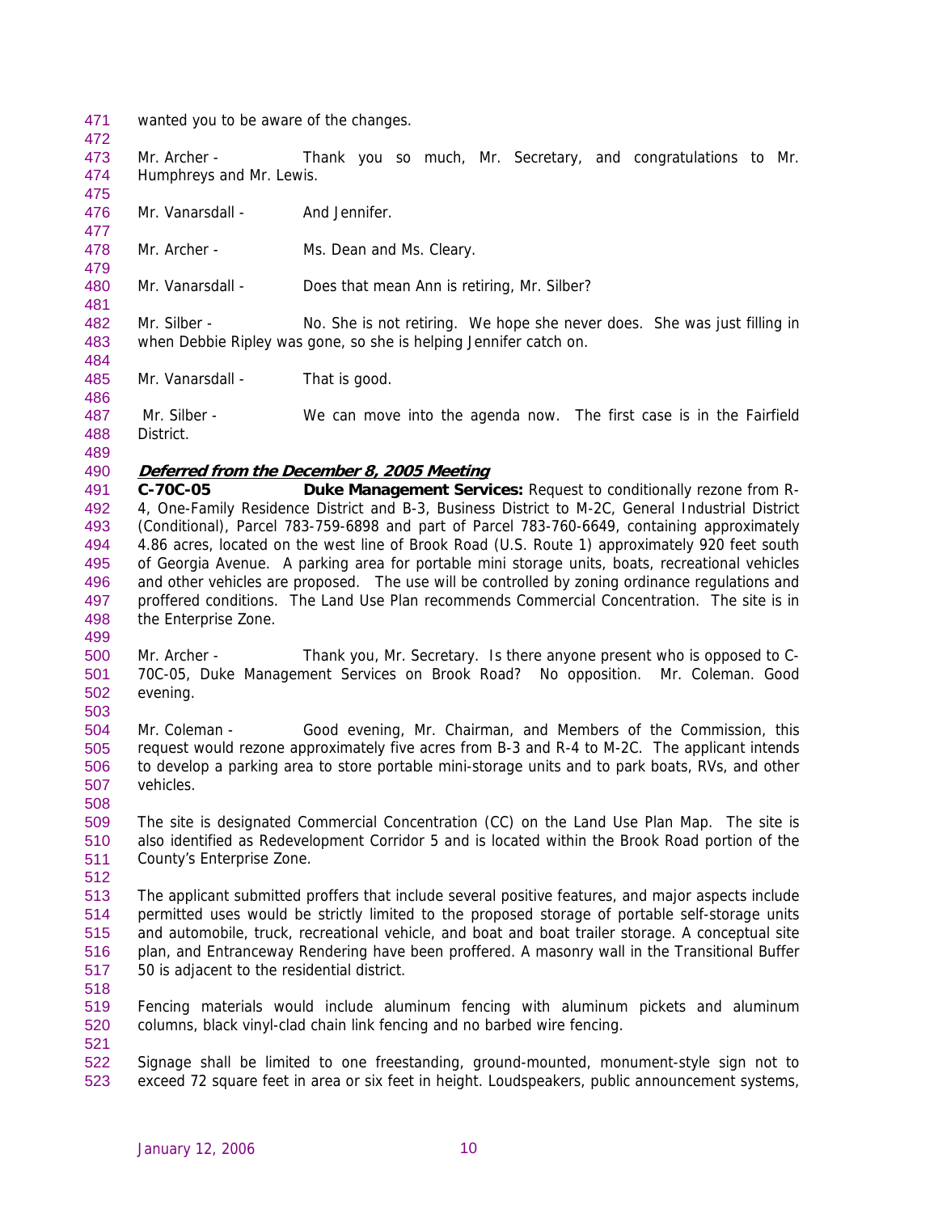wanted you to be aware of the changes.

Mr. Archer - Thank you so much, Mr. Secretary, and congratulations to Mr. Humphreys and Mr. Lewis.

Mr. Vanarsdall - And Jennifer.

Mr. Archer - Ms. Dean and Ms. Cleary.

Mr. Vanarsdall - Does that mean Ann is retiring, Mr. Silber?

Mr. Silber - No. She is not retiring. We hope she never does. She was just filling in when Debbie Ripley was gone, so she is helping Jennifer catch on.

Mr. Vanarsdall - That is good.

Mr. Silber - We can move into the agenda now. The first case is in the Fairfield District.

***Deferred from the December 8, 2005 Meeting***

**C-70C-05** **Duke Management Services:** Request to conditionally rezone from R-4, One-Family Residence District and B-3, Business District to M-2C, General Industrial District (Conditional), Parcel 783-759-6898 and part of Parcel 783-760-6649, containing approximately 4.86 acres, located on the west line of Brook Road (U.S. Route 1) approximately 920 feet south of Georgia Avenue. A parking area for portable mini storage units, boats, recreational vehicles and other vehicles are proposed. The use will be controlled by zoning ordinance regulations and proffered conditions. The Land Use Plan recommends Commercial Concentration. The site is in the Enterprise Zone.

Mr. Archer - Thank you, Mr. Secretary. Is there anyone present who is opposed to C-70C-05, Duke Management Services on Brook Road? No opposition. Mr. Coleman. Good evening.

Mr. Coleman - Good evening, Mr. Chairman, and Members of the Commission, this request would rezone approximately five acres from B-3 and R-4 to M-2C. The applicant intends to develop a parking area to store portable mini-storage units and to park boats, RVs, and other vehicles.

The site is designated Commercial Concentration (CC) on the Land Use Plan Map. The site is also identified as Redevelopment Corridor 5 and is located within the Brook Road portion of the County's Enterprise Zone.

The applicant submitted proffers that include several positive features, and major aspects include permitted uses would be strictly limited to the proposed storage of portable self-storage units and automobile, truck, recreational vehicle, and boat and boat trailer storage. A conceptual site plan, and Entranceway Rendering have been proffered. A masonry wall in the Transitional Buffer 50 is adjacent to the residential district.

Fencing materials would include aluminum fencing with aluminum pickets and aluminum columns, black vinyl-clad chain link fencing and no barbed wire fencing.

Signage shall be limited to one freestanding, ground-mounted, monument-style sign not to exceed 72 square feet in area or six feet in height. Loudspeakers, public announcement systems,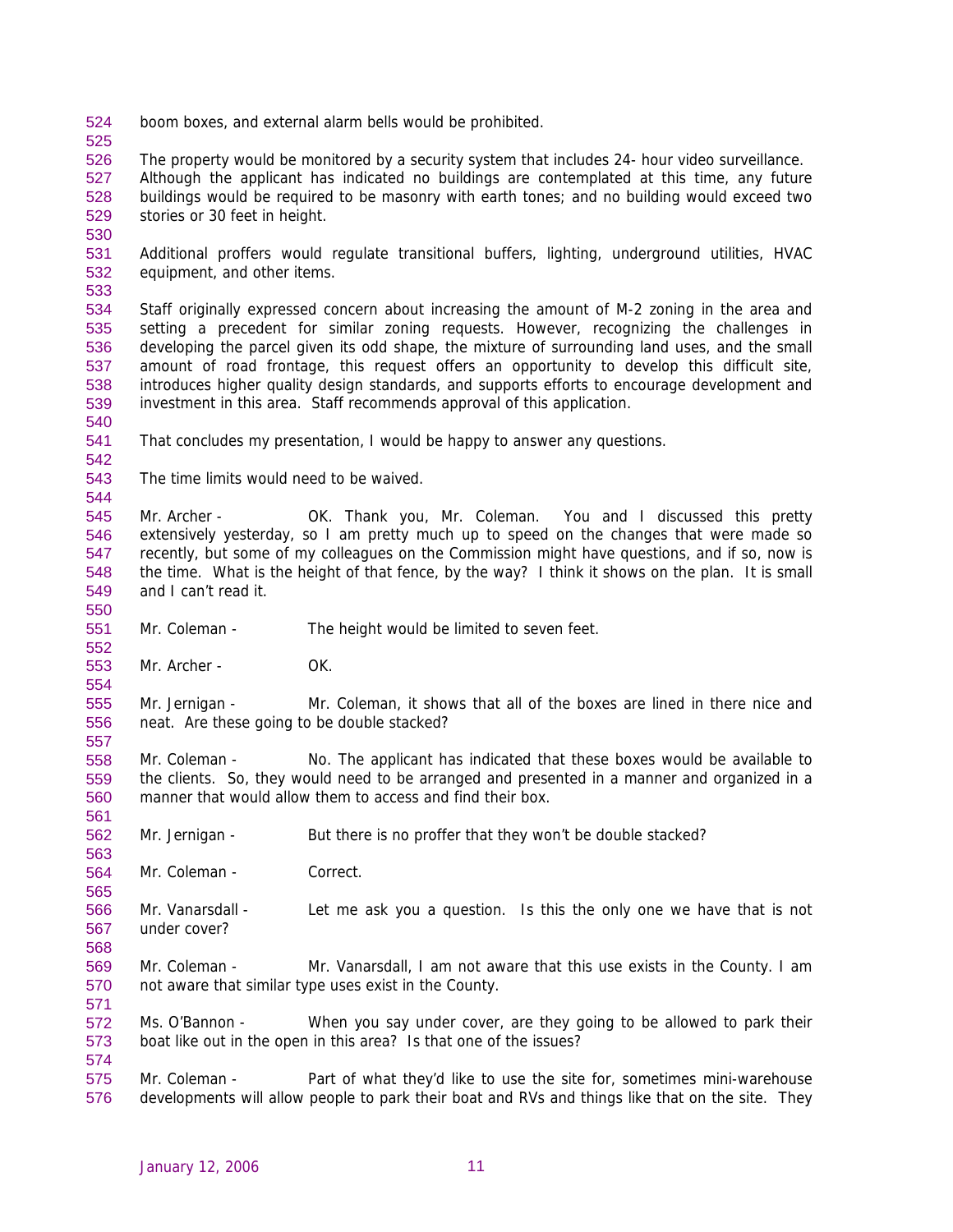boom boxes, and external alarm bells would be prohibited.

The property would be monitored by a security system that includes 24- hour video surveillance. Although the applicant has indicated no buildings are contemplated at this time, any future buildings would be required to be masonry with earth tones; and no building would exceed two stories or 30 feet in height.

Additional proffers would regulate transitional buffers, lighting, underground utilities, HVAC equipment, and other items.

Staff originally expressed concern about increasing the amount of M-2 zoning in the area and setting a precedent for similar zoning requests. However, recognizing the challenges in developing the parcel given its odd shape, the mixture of surrounding land uses, and the small amount of road frontage, this request offers an opportunity to develop this difficult site, introduces higher quality design standards, and supports efforts to encourage development and investment in this area. Staff recommends approval of this application.

That concludes my presentation, I would be happy to answer any questions.

The time limits would need to be waived.

Mr. Archer - OK. Thank you, Mr. Coleman. You and I discussed this pretty extensively yesterday, so I am pretty much up to speed on the changes that were made so recently, but some of my colleagues on the Commission might have questions, and if so, now is the time. What is the height of that fence, by the way? I think it shows on the plan. It is small and I can't read it.

Mr. Coleman - The height would be limited to seven feet.

Mr. Archer - OK.

Mr. Jernigan - Mr. Coleman, it shows that all of the boxes are lined in there nice and neat. Are these going to be double stacked?

Mr. Coleman - No. The applicant has indicated that these boxes would be available to the clients. So, they would need to be arranged and presented in a manner and organized in a manner that would allow them to access and find their box.

Mr. Jernigan - But there is no proffer that they won't be double stacked?

Mr. Coleman - Correct.

Mr. Vanarsdall - Let me ask you a question. Is this the only one we have that is not under cover?

Mr. Coleman - Mr. Vanarsdall, I am not aware that this use exists in the County. I am not aware that similar type uses exist in the County.

Ms. O'Bannon - When you say under cover, are they going to be allowed to park their boat like out in the open in this area? Is that one of the issues?

Mr. Coleman - Part of what they'd like to use the site for, sometimes mini-warehouse developments will allow people to park their boat and RVs and things like that on the site. They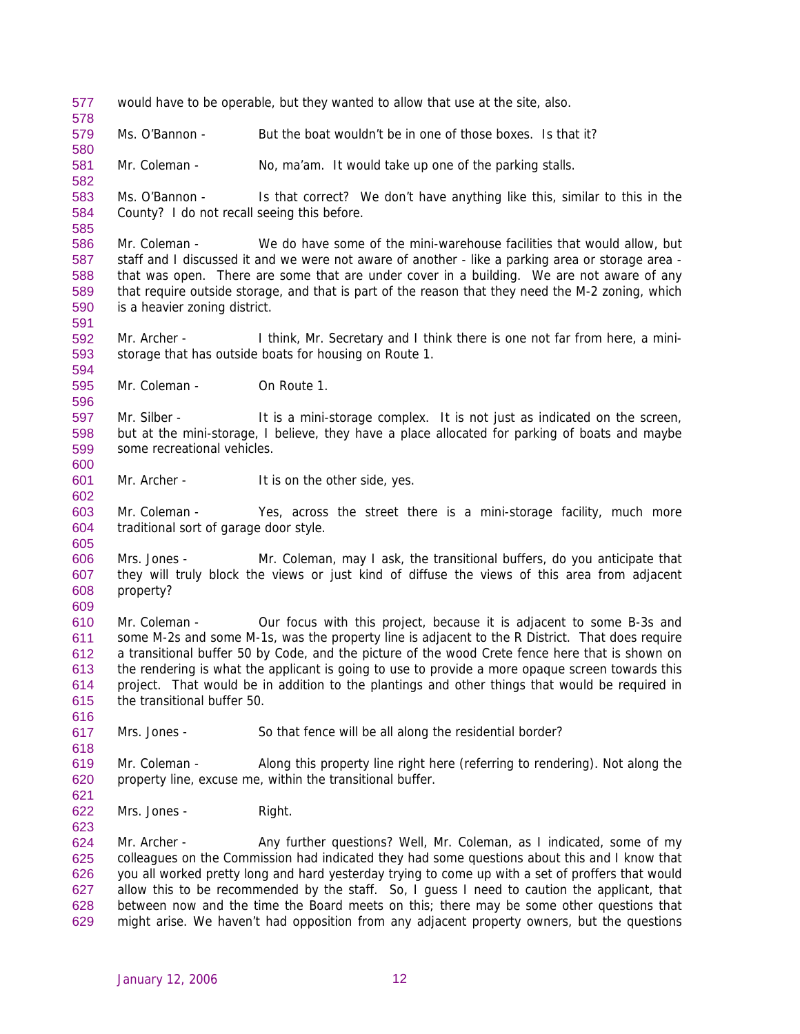would have to be operable, but they wanted to allow that use at the site, also.

Ms. O'Bannon - But the boat wouldn't be in one of those boxes. Is that it?

Mr. Coleman - No, ma'am. It would take up one of the parking stalls.

Ms. O'Bannon - Is that correct? We don't have anything like this, similar to this in the County? I do not recall seeing this before.

Mr. Coleman - We do have some of the mini-warehouse facilities that would allow, but staff and I discussed it and we were not aware of another - like a parking area or storage area - that was open. There are some that are under cover in a building. We are not aware of any that require outside storage, and that is part of the reason that they need the M-2 zoning, which is a heavier zoning district.

Mr. Archer - I think, Mr. Secretary and I think there is one not far from here, a mini-storage that has outside boats for housing on Route 1.

Mr. Coleman - On Route 1.

Mr. Silber - It is a mini-storage complex. It is not just as indicated on the screen, but at the mini-storage, I believe, they have a place allocated for parking of boats and maybe some recreational vehicles.

Mr. Archer - It is on the other side, yes.

Mr. Coleman - Yes, across the street there is a mini-storage facility, much more traditional sort of garage door style.

Mrs. Jones - Mr. Coleman, may I ask, the transitional buffers, do you anticipate that they will truly block the views or just kind of diffuse the views of this area from adjacent property?

Mr. Coleman - Our focus with this project, because it is adjacent to some B-3s and some M-2s and some M-1s, was the property line is adjacent to the R District. That does require a transitional buffer 50 by Code, and the picture of the wood Crete fence here that is shown on the rendering is what the applicant is going to use to provide a more opaque screen towards this project. That would be in addition to the plantings and other things that would be required in the transitional buffer 50.

Mrs. Jones - So that fence will be all along the residential border?

Mr. Coleman - Along this property line right here (referring to rendering). Not along the property line, excuse me, within the transitional buffer.

Mrs. Jones - Right.

Mr. Archer - Any further questions? Well, Mr. Coleman, as I indicated, some of my colleagues on the Commission had indicated they had some questions about this and I know that you all worked pretty long and hard yesterday trying to come up with a set of proffers that would allow this to be recommended by the staff. So, I guess I need to caution the applicant, that between now and the time the Board meets on this; there may be some other questions that might arise. We haven't had opposition from any adjacent property owners, but the questions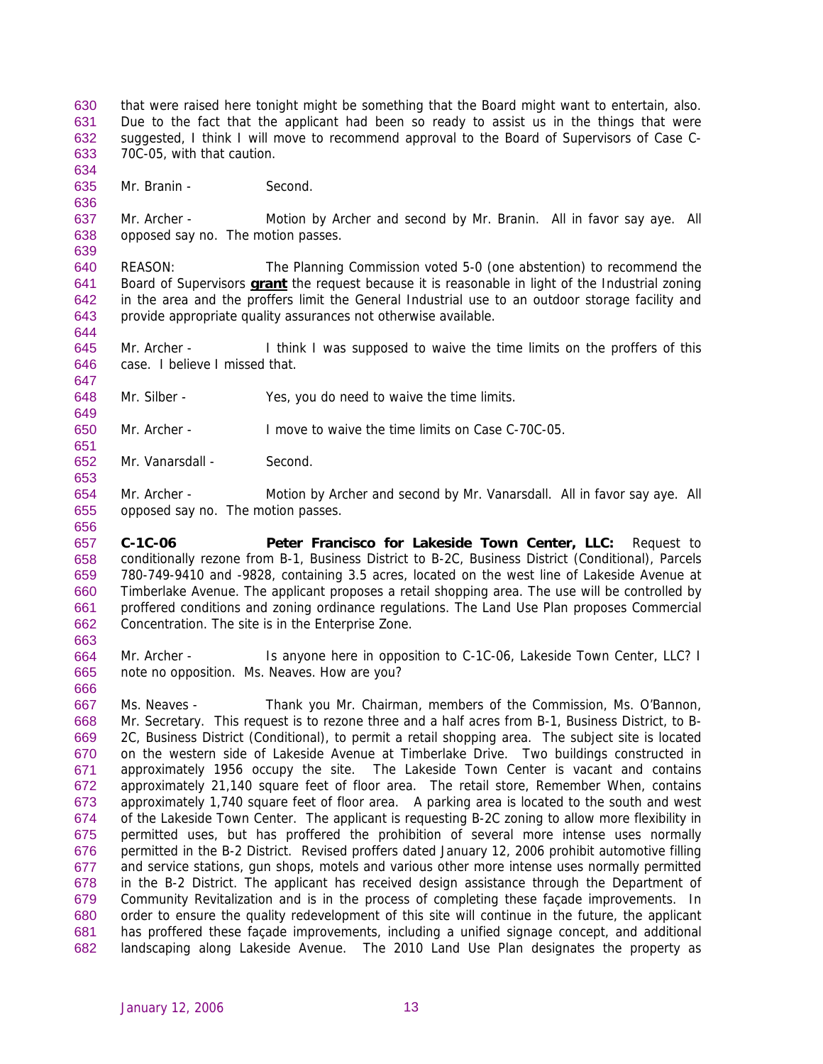that were raised here tonight might be something that the Board might want to entertain, also. Due to the fact that the applicant had been so ready to assist us in the things that were suggested, I think I will move to recommend approval to the Board of Supervisors of Case C-70C-05, with that caution.

Mr. Branin - Second.

Mr. Archer - Motion by Archer and second by Mr. Branin. All in favor say aye. All opposed say no. The motion passes.

REASON: The Planning Commission voted 5-0 (one abstention) to recommend the Board of Supervisors **grant** the request because it is reasonable in light of the Industrial zoning in the area and the proffers limit the General Industrial use to an outdoor storage facility and provide appropriate quality assurances not otherwise available.

Mr. Archer - I think I was supposed to waive the time limits on the proffers of this case. I believe I missed that.

Mr. Silber - Yes, you do need to waive the time limits.

Mr. Archer - I move to waive the time limits on Case C-70C-05.

Mr. Vanarsdall - Second.

Mr. Archer - Motion by Archer and second by Mr. Vanarsdall. All in favor say aye. All opposed say no. The motion passes.

**C-1C-06 Peter Francisco for Lakeside Town Center, LLC:** Request to conditionally rezone from B-1, Business District to B-2C, Business District (Conditional), Parcels 780-749-9410 and -9828, containing 3.5 acres, located on the west line of Lakeside Avenue at Timberlake Avenue. The applicant proposes a retail shopping area. The use will be controlled by proffered conditions and zoning ordinance regulations. The Land Use Plan proposes Commercial Concentration. The site is in the Enterprise Zone.

Mr. Archer - Is anyone here in opposition to C-1C-06, Lakeside Town Center, LLC? I note no opposition. Ms. Neaves. How are you?

Ms. Neaves - Thank you Mr. Chairman, members of the Commission, Ms. O'Bannon, Mr. Secretary. This request is to rezone three and a half acres from B-1, Business District, to B-2C, Business District (Conditional), to permit a retail shopping area. The subject site is located on the western side of Lakeside Avenue at Timberlake Drive. Two buildings constructed in approximately 1956 occupy the site. The Lakeside Town Center is vacant and contains approximately 21,140 square feet of floor area. The retail store, Remember When, contains approximately 1,740 square feet of floor area. A parking area is located to the south and west of the Lakeside Town Center. The applicant is requesting B-2C zoning to allow more flexibility in permitted uses, but has proffered the prohibition of several more intense uses normally permitted in the B-2 District. Revised proffers dated January 12, 2006 prohibit automotive filling and service stations, gun shops, motels and various other more intense uses normally permitted in the B-2 District. The applicant has received design assistance through the Department of Community Revitalization and is in the process of completing these façade improvements. In order to ensure the quality redevelopment of this site will continue in the future, the applicant has proffered these façade improvements, including a unified signage concept, and additional landscaping along Lakeside Avenue. The 2010 Land Use Plan designates the property as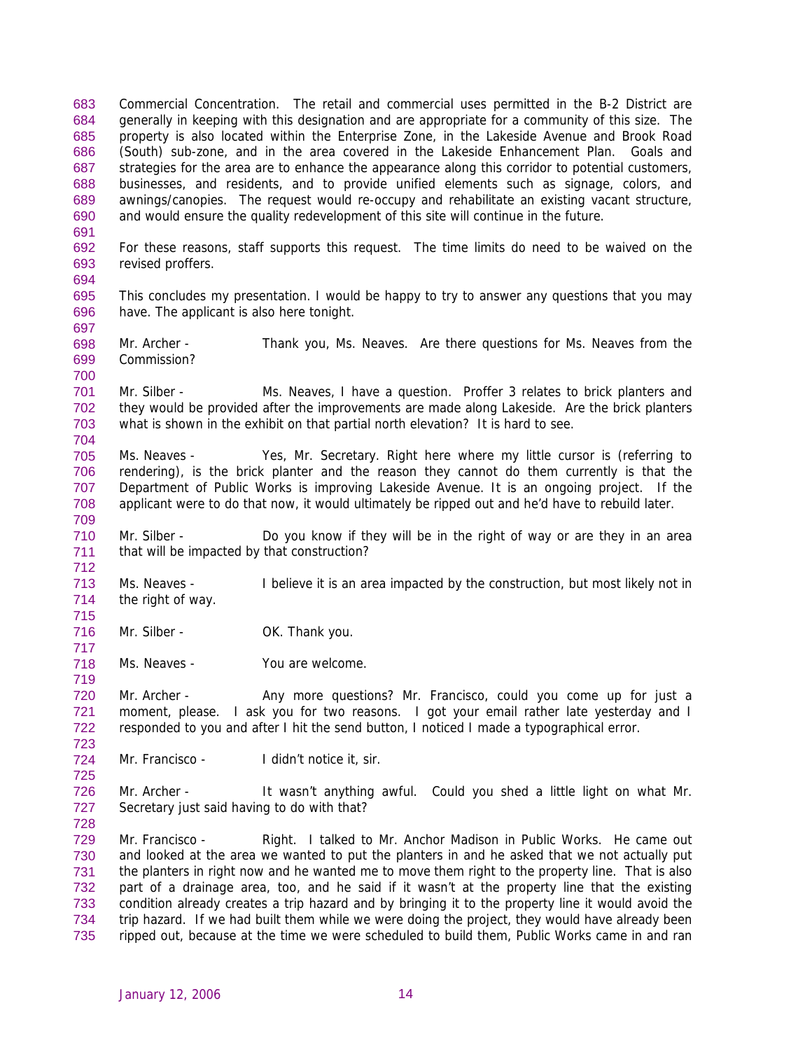Commercial Concentration. The retail and commercial uses permitted in the B-2 District are generally in keeping with this designation and are appropriate for a community of this size. The property is also located within the Enterprise Zone, in the Lakeside Avenue and Brook Road (South) sub-zone, and in the area covered in the Lakeside Enhancement Plan. Goals and strategies for the area are to enhance the appearance along this corridor to potential customers, businesses, and residents, and to provide unified elements such as signage, colors, and awnings/canopies. The request would re-occupy and rehabilitate an existing vacant structure, and would ensure the quality redevelopment of this site will continue in the future.

For these reasons, staff supports this request. The time limits do need to be waived on the revised proffers.

This concludes my presentation. I would be happy to try to answer any questions that you may have. The applicant is also here tonight.

Mr. Archer - Thank you, Ms. Neaves. Are there questions for Ms. Neaves from the Commission?

Mr. Silber - Ms. Neaves, I have a question. Proffer 3 relates to brick planters and they would be provided after the improvements are made along Lakeside. Are the brick planters what is shown in the exhibit on that partial north elevation? It is hard to see.

Ms. Neaves - Yes, Mr. Secretary. Right here where my little cursor is (referring to rendering), is the brick planter and the reason they cannot do them currently is that the Department of Public Works is improving Lakeside Avenue. It is an ongoing project. If the applicant were to do that now, it would ultimately be ripped out and he'd have to rebuild later.

Mr. Silber - Do you know if they will be in the right of way or are they in an area that will be impacted by that construction?

Ms. Neaves - I believe it is an area impacted by the construction, but most likely not in the right of way.

Mr. Silber - OK. Thank you.

Ms. Neaves - You are welcome.

Mr. Archer - Any more questions? Mr. Francisco, could you come up for just a moment, please. I ask you for two reasons. I got your email rather late yesterday and I responded to you and after I hit the send button, I noticed I made a typographical error.

Mr. Francisco - I didn't notice it, sir.

Mr. Archer - It wasn't anything awful. Could you shed a little light on what Mr. Secretary just said having to do with that?

Mr. Francisco - Right. I talked to Mr. Anchor Madison in Public Works. He came out and looked at the area we wanted to put the planters in and he asked that we not actually put the planters in right now and he wanted me to move them right to the property line. That is also part of a drainage area, too, and he said if it wasn't at the property line that the existing condition already creates a trip hazard and by bringing it to the property line it would avoid the trip hazard. If we had built them while we were doing the project, they would have already been ripped out, because at the time we were scheduled to build them, Public Works came in and ran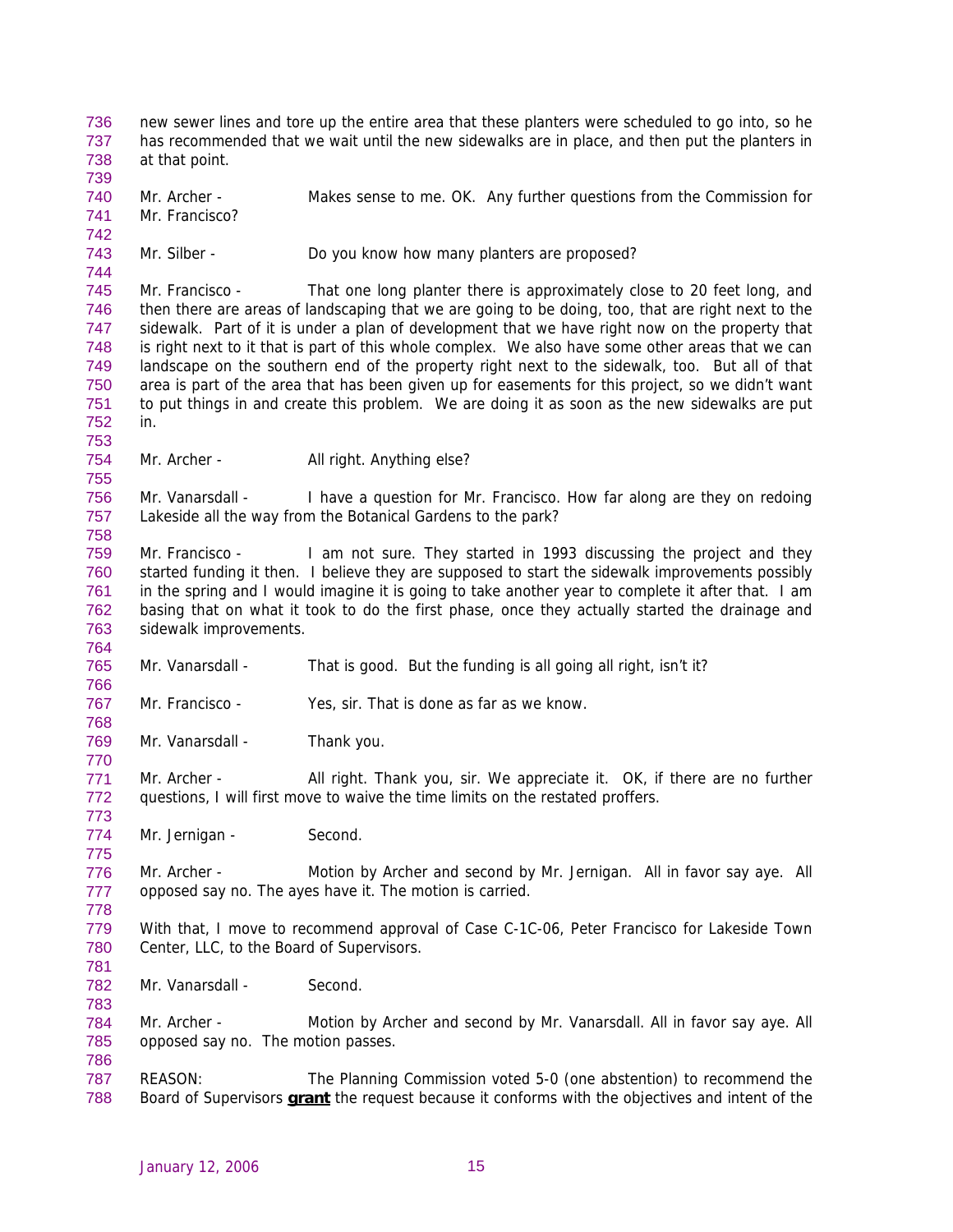new sewer lines and tore up the entire area that these planters were scheduled to go into, so he has recommended that we wait until the new sidewalks are in place, and then put the planters in at that point.

Mr. Archer - Makes sense to me. OK. Any further questions from the Commission for Mr. Francisco?

Mr. Silber - Do you know how many planters are proposed?

Mr. Francisco - That one long planter there is approximately close to 20 feet long, and then there are areas of landscaping that we are going to be doing, too, that are right next to the sidewalk. Part of it is under a plan of development that we have right now on the property that is right next to it that is part of this whole complex. We also have some other areas that we can landscape on the southern end of the property right next to the sidewalk, too. But all of that area is part of the area that has been given up for easements for this project, so we didn't want to put things in and create this problem. We are doing it as soon as the new sidewalks are put in.

Mr. Archer - All right. Anything else?

Mr. Vanarsdall - I have a question for Mr. Francisco. How far along are they on redoing Lakeside all the way from the Botanical Gardens to the park?

Mr. Francisco - I am not sure. They started in 1993 discussing the project and they started funding it then. I believe they are supposed to start the sidewalk improvements possibly in the spring and I would imagine it is going to take another year to complete it after that. I am basing that on what it took to do the first phase, once they actually started the drainage and sidewalk improvements.

Mr. Vanarsdall - That is good. But the funding is all going all right, isn't it?

Mr. Francisco - Yes, sir. That is done as far as we know.

Mr. Vanarsdall - Thank you.

Mr. Archer - All right. Thank you, sir. We appreciate it. OK, if there are no further questions, I will first move to waive the time limits on the restated proffers.

Mr. Jernigan - Second.

Mr. Archer - Motion by Archer and second by Mr. Jernigan. All in favor say aye. All opposed say no. The ayes have it. The motion is carried.

With that, I move to recommend approval of Case C-1C-06, Peter Francisco for Lakeside Town Center, LLC, to the Board of Supervisors.

Mr. Vanarsdall - Second.

Mr. Archer - Motion by Archer and second by Mr. Vanarsdall. All in favor say aye. All opposed say no. The motion passes.

REASON: The Planning Commission voted 5-0 (one abstention) to recommend the Board of Supervisors **grant** the request because it conforms with the objectives and intent of the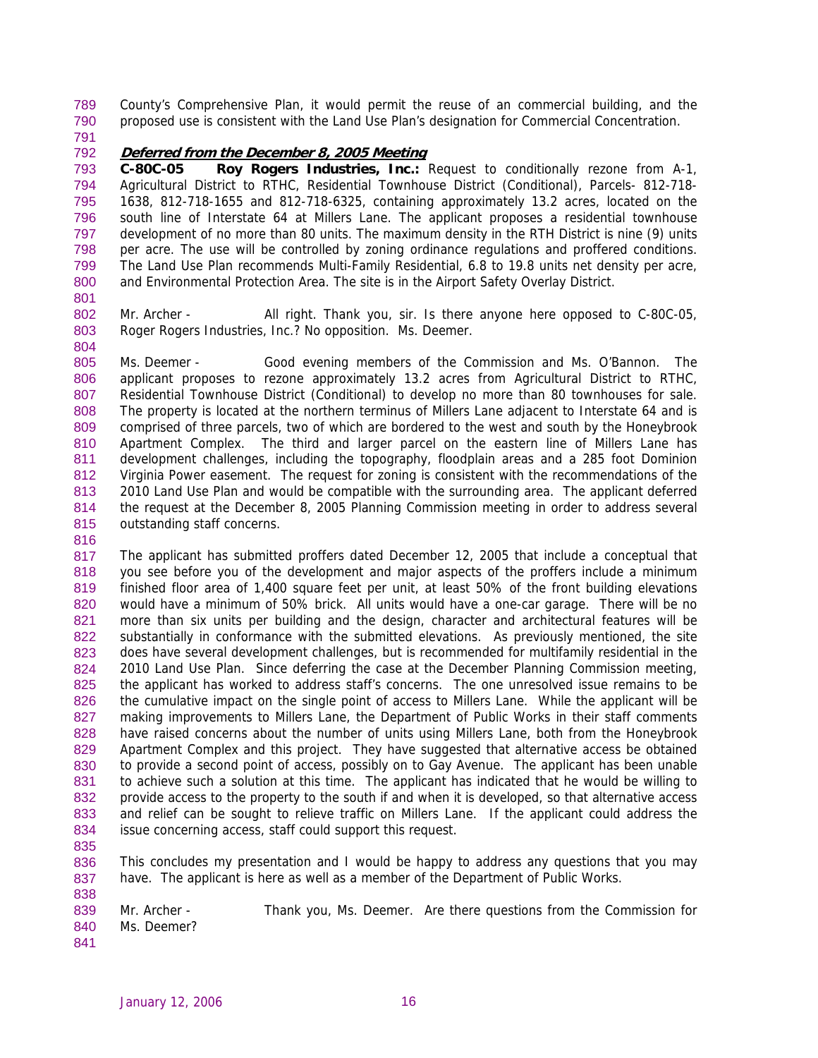County's Comprehensive Plan, it would permit the reuse of an commercial building, and the proposed use is consistent with the Land Use Plan's designation for Commercial Concentration.

***Deferred from the December 8, 2005 Meeting***

**C-80C-05 Roy Rogers Industries, Inc.:** Request to conditionally rezone from A-1, Agricultural District to RTHC, Residential Townhouse District (Conditional), Parcels- 812-718-1638, 812-718-1655 and 812-718-6325, containing approximately 13.2 acres, located on the south line of Interstate 64 at Millers Lane. The applicant proposes a residential townhouse development of no more than 80 units. The maximum density in the RTH District is nine (9) units per acre. The use will be controlled by zoning ordinance regulations and proffered conditions. The Land Use Plan recommends Multi-Family Residential, 6.8 to 19.8 units net density per acre, and Environmental Protection Area. The site is in the Airport Safety Overlay District.

Mr. Archer - All right. Thank you, sir. Is there anyone here opposed to C-80C-05, Roger Rogers Industries, Inc.? No opposition. Ms. Deemer.

Ms. Deemer - Good evening members of the Commission and Ms. O'Bannon. The applicant proposes to rezone approximately 13.2 acres from Agricultural District to RTHC, Residential Townhouse District (Conditional) to develop no more than 80 townhouses for sale. The property is located at the northern terminus of Millers Lane adjacent to Interstate 64 and is comprised of three parcels, two of which are bordered to the west and south by the Honeybrook Apartment Complex. The third and larger parcel on the eastern line of Millers Lane has development challenges, including the topography, floodplain areas and a 285 foot Dominion Virginia Power easement. The request for zoning is consistent with the recommendations of the 2010 Land Use Plan and would be compatible with the surrounding area. The applicant deferred the request at the December 8, 2005 Planning Commission meeting in order to address several outstanding staff concerns.

The applicant has submitted proffers dated December 12, 2005 that include a conceptual that you see before you of the development and major aspects of the proffers include a minimum finished floor area of 1,400 square feet per unit, at least 50% of the front building elevations would have a minimum of 50% brick. All units would have a one-car garage. There will be no more than six units per building and the design, character and architectural features will be substantially in conformance with the submitted elevations. As previously mentioned, the site does have several development challenges, but is recommended for multifamily residential in the 2010 Land Use Plan. Since deferring the case at the December Planning Commission meeting, the applicant has worked to address staff's concerns. The one unresolved issue remains to be the cumulative impact on the single point of access to Millers Lane. While the applicant will be making improvements to Millers Lane, the Department of Public Works in their staff comments have raised concerns about the number of units using Millers Lane, both from the Honeybrook Apartment Complex and this project. They have suggested that alternative access be obtained to provide a second point of access, possibly on to Gay Avenue. The applicant has been unable to achieve such a solution at this time. The applicant has indicated that he would be willing to provide access to the property to the south if and when it is developed, so that alternative access and relief can be sought to relieve traffic on Millers Lane. If the applicant could address the issue concerning access, staff could support this request.

This concludes my presentation and I would be happy to address any questions that you may have. The applicant is here as well as a member of the Department of Public Works.

Mr. Archer - Thank you, Ms. Deemer. Are there questions from the Commission for Ms. Deemer?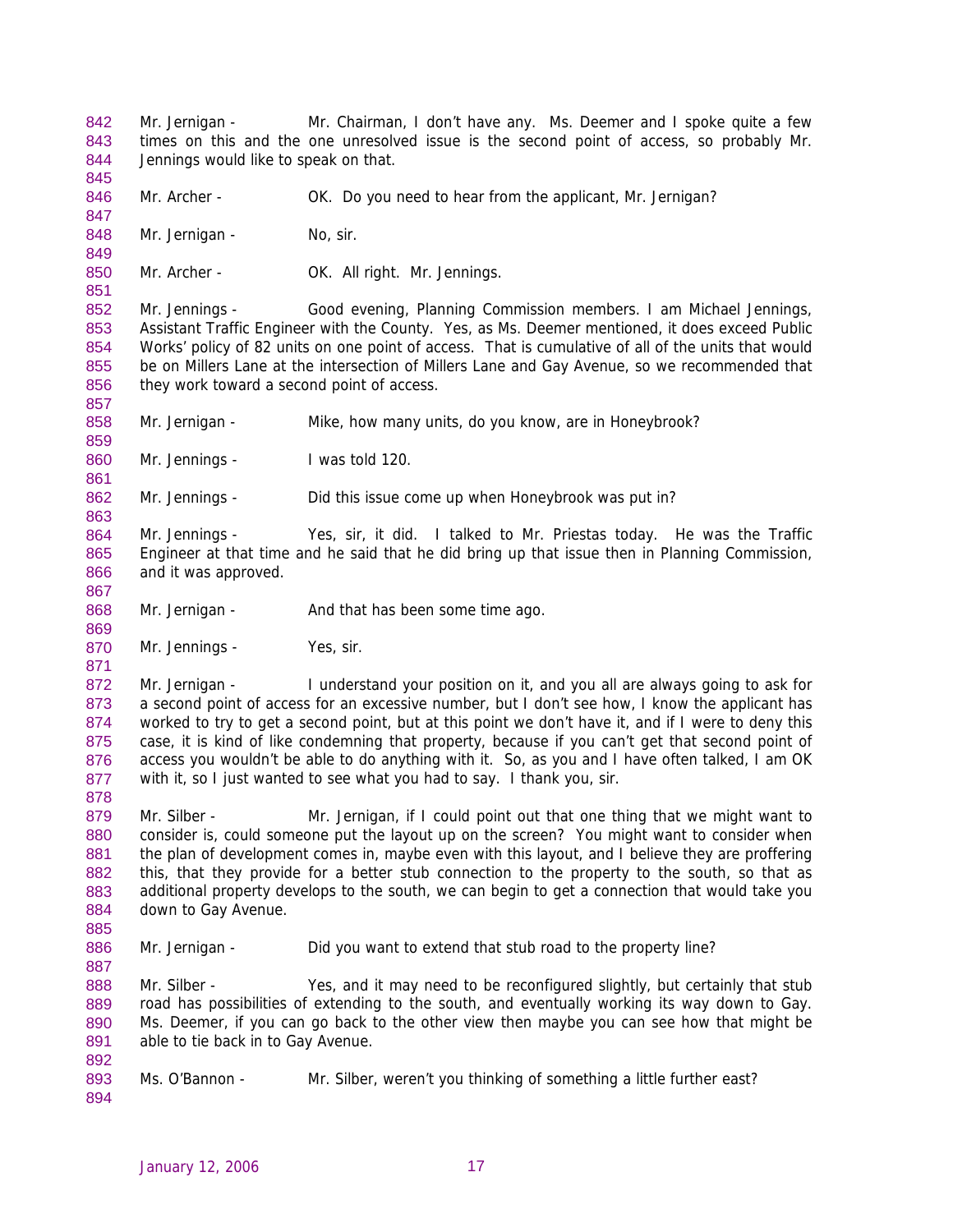Mr. Jernigan - Mr. Chairman, I don't have any. Ms. Deemer and I spoke quite a few times on this and the one unresolved issue is the second point of access, so probably Mr. Jennings would like to speak on that.

Mr. Archer - OK. Do you need to hear from the applicant, Mr. Jernigan?

Mr. Jernigan - No, sir.

Mr. Archer - OK. All right. Mr. Jennings.

Mr. Jennings - Good evening, Planning Commission members. I am Michael Jennings, Assistant Traffic Engineer with the County. Yes, as Ms. Deemer mentioned, it does exceed Public Works' policy of 82 units on one point of access. That is cumulative of all of the units that would be on Millers Lane at the intersection of Millers Lane and Gay Avenue, so we recommended that they work toward a second point of access.

Mr. Jernigan - Mike, how many units, do you know, are in Honeybrook?

Mr. Jennings - I was told 120.

Mr. Jennings - Did this issue come up when Honeybrook was put in?

Mr. Jennings - Yes, sir, it did. I talked to Mr. Priestas today. He was the Traffic Engineer at that time and he said that he did bring up that issue then in Planning Commission, and it was approved.

Mr. Jernigan - And that has been some time ago.

Mr. Jennings - Yes, sir.

Mr. Jernigan - I understand your position on it, and you all are always going to ask for a second point of access for an excessive number, but I don't see how, I know the applicant has worked to try to get a second point, but at this point we don't have it, and if I were to deny this case, it is kind of like condemning that property, because if you can't get that second point of access you wouldn't be able to do anything with it. So, as you and I have often talked, I am OK with it, so I just wanted to see what you had to say. I thank you, sir.

Mr. Silber - Mr. Jernigan, if I could point out that one thing that we might want to consider is, could someone put the layout up on the screen? You might want to consider when the plan of development comes in, maybe even with this layout, and I believe they are proffering this, that they provide for a better stub connection to the property to the south, so that as additional property develops to the south, we can begin to get a connection that would take you down to Gay Avenue.

Mr. Jernigan - Did you want to extend that stub road to the property line?

Mr. Silber - Yes, and it may need to be reconfigured slightly, but certainly that stub road has possibilities of extending to the south, and eventually working its way down to Gay. Ms. Deemer, if you can go back to the other view then maybe you can see how that might be able to tie back in to Gay Avenue.

Ms. O'Bannon - Mr. Silber, weren't you thinking of something a little further east?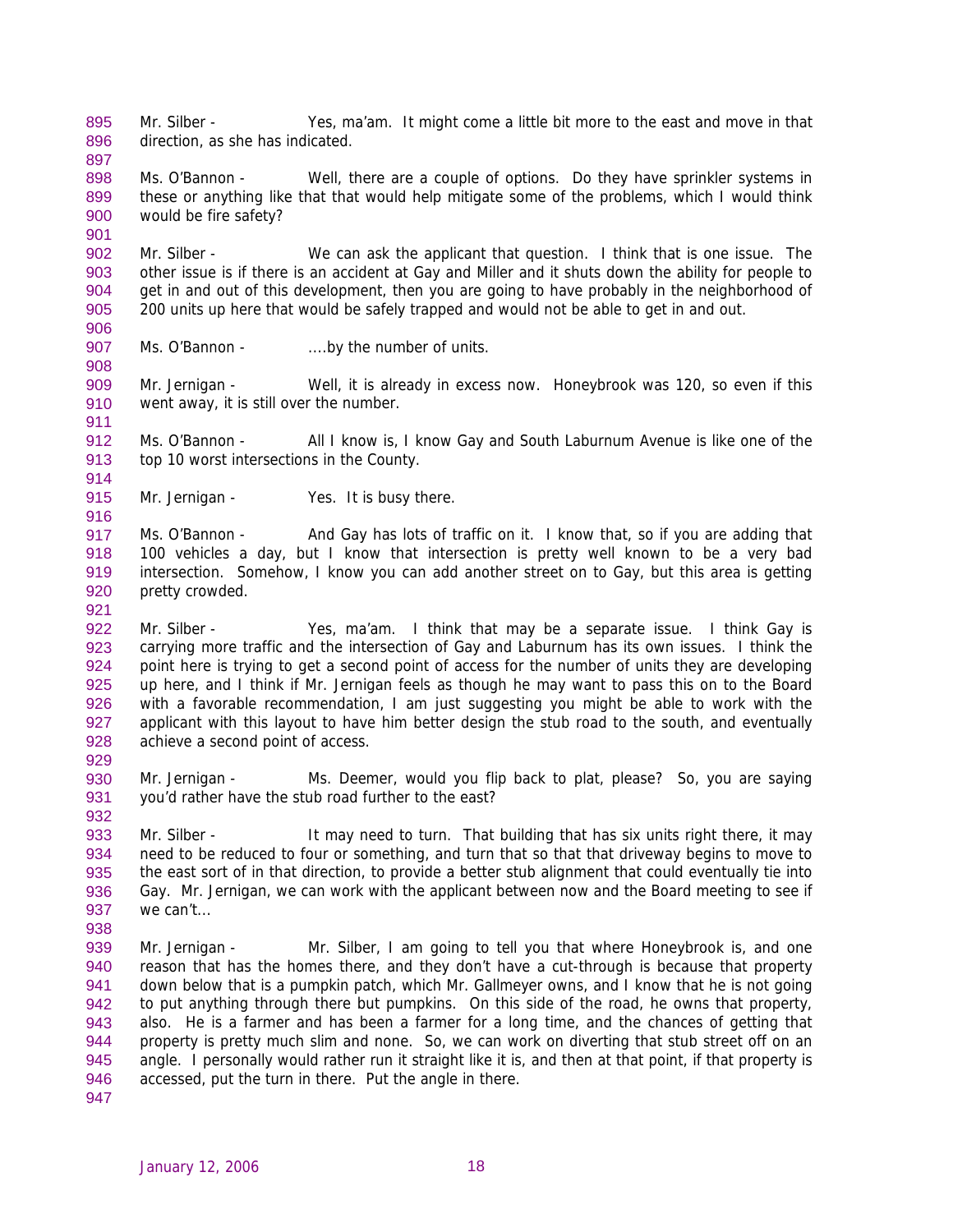Mr. Silber - Yes, ma'am. It might come a little bit more to the east and move in that direction, as she has indicated.

Ms. O'Bannon - Well, there are a couple of options. Do they have sprinkler systems in these or anything like that that would help mitigate some of the problems, which I would think would be fire safety?

Mr. Silber - We can ask the applicant that question. I think that is one issue. The other issue is if there is an accident at Gay and Miller and it shuts down the ability for people to get in and out of this development, then you are going to have probably in the neighborhood of 200 units up here that would be safely trapped and would not be able to get in and out.

Ms. O'Bannon - ....by the number of units.

Mr. Jernigan - Well, it is already in excess now. Honeybrook was 120, so even if this went away, it is still over the number.

Ms. O'Bannon - All I know is, I know Gay and South Laburnum Avenue is like one of the top 10 worst intersections in the County.

Mr. Jernigan - Yes. It is busy there.

Ms. O'Bannon - And Gay has lots of traffic on it. I know that, so if you are adding that 100 vehicles a day, but I know that intersection is pretty well known to be a very bad intersection. Somehow, I know you can add another street on to Gay, but this area is getting pretty crowded.

Mr. Silber - Yes, ma'am. I think that may be a separate issue. I think Gay is carrying more traffic and the intersection of Gay and Laburnum has its own issues. I think the point here is trying to get a second point of access for the number of units they are developing up here, and I think if Mr. Jernigan feels as though he may want to pass this on to the Board with a favorable recommendation, I am just suggesting you might be able to work with the applicant with this layout to have him better design the stub road to the south, and eventually achieve a second point of access.

Mr. Jernigan - Ms. Deemer, would you flip back to plat, please? So, you are saying you'd rather have the stub road further to the east?

Mr. Silber - It may need to turn. That building that has six units right there, it may need to be reduced to four or something, and turn that so that that driveway begins to move to the east sort of in that direction, to provide a better stub alignment that could eventually tie into Gay. Mr. Jernigan, we can work with the applicant between now and the Board meeting to see if we can't...

Mr. Jernigan - Mr. Silber, I am going to tell you that where Honeybrook is, and one reason that has the homes there, and they don't have a cut-through is because that property down below that is a pumpkin patch, which Mr. Gallmeyer owns, and I know that he is not going to put anything through there but pumpkins. On this side of the road, he owns that property, also. He is a farmer and has been a farmer for a long time, and the chances of getting that property is pretty much slim and none. So, we can work on diverting that stub street off on an angle. I personally would rather run it straight like it is, and then at that point, if that property is accessed, put the turn in there. Put the angle in there.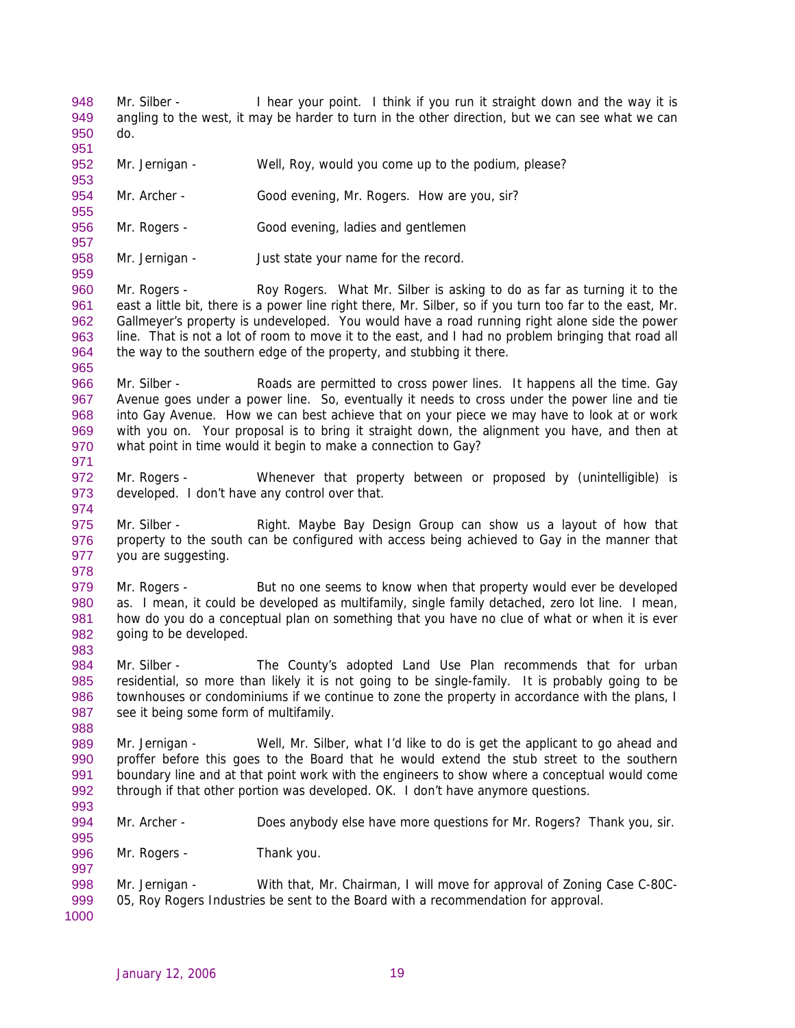Mr. Silber - I hear your point. I think if you run it straight down and the way it is angling to the west, it may be harder to turn in the other direction, but we can see what we can do.

Mr. Jernigan - Well, Roy, would you come up to the podium, please?

Mr. Archer - Good evening, Mr. Rogers. How are you, sir?

Mr. Rogers - Good evening, ladies and gentlemen

Mr. Jernigan - Just state your name for the record.

Mr. Rogers - Roy Rogers. What Mr. Silber is asking to do as far as turning it to the east a little bit, there is a power line right there, Mr. Silber, so if you turn too far to the east, Mr. Gallmeyer's property is undeveloped. You would have a road running right alone side the power line. That is not a lot of room to move it to the east, and I had no problem bringing that road all the way to the southern edge of the property, and stubbing it there.

Mr. Silber - Roads are permitted to cross power lines. It happens all the time. Gay Avenue goes under a power line. So, eventually it needs to cross under the power line and tie into Gay Avenue. How we can best achieve that on your piece we may have to look at or work with you on. Your proposal is to bring it straight down, the alignment you have, and then at what point in time would it begin to make a connection to Gay?

Mr. Rogers - Whenever that property between or proposed by (unintelligible) is developed. I don't have any control over that.

Mr. Silber - Right. Maybe Bay Design Group can show us a layout of how that property to the south can be configured with access being achieved to Gay in the manner that you are suggesting.

Mr. Rogers - But no one seems to know when that property would ever be developed as. I mean, it could be developed as multifamily, single family detached, zero lot line. I mean, how do you do a conceptual plan on something that you have no clue of what or when it is ever going to be developed.

Mr. Silber - The County's adopted Land Use Plan recommends that for urban residential, so more than likely it is not going to be single-family. It is probably going to be townhouses or condominiums if we continue to zone the property in accordance with the plans, I see it being some form of multifamily.

Mr. Jernigan - Well, Mr. Silber, what I'd like to do is get the applicant to go ahead and proffer before this goes to the Board that he would extend the stub street to the southern boundary line and at that point work with the engineers to show where a conceptual would come through if that other portion was developed. OK. I don't have anymore questions.

Mr. Archer - Does anybody else have more questions for Mr. Rogers? Thank you, sir.

Mr. Rogers - Thank you.

Mr. Jernigan - With that, Mr. Chairman, I will move for approval of Zoning Case C-80C-05, Roy Rogers Industries be sent to the Board with a recommendation for approval.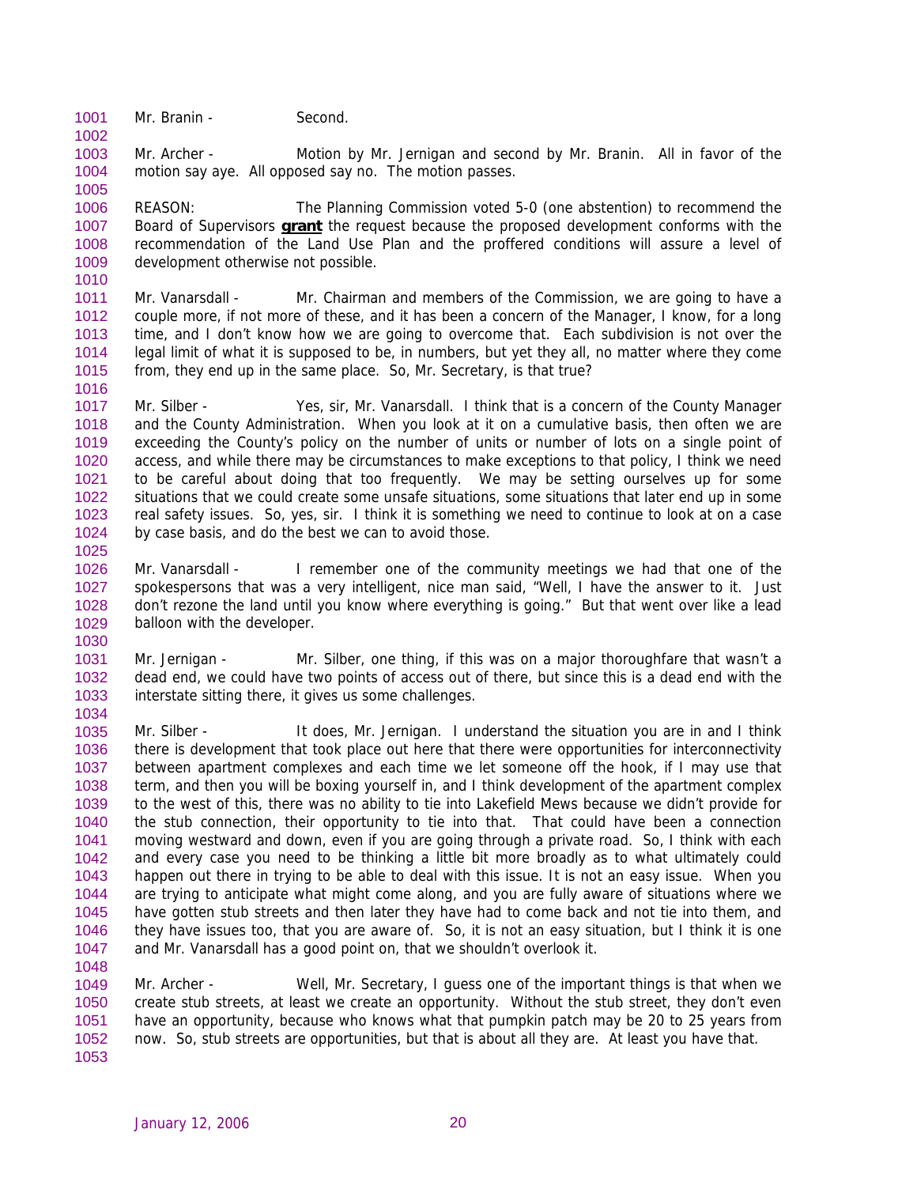Mr. Branin - Second.

Mr. Archer - Motion by Mr. Jernigan and second by Mr. Branin. All in favor of the motion say aye. All opposed say no. The motion passes.

REASON: The Planning Commission voted 5-0 (one abstention) to recommend the Board of Supervisors **grant** the request because the proposed development conforms with the recommendation of the Land Use Plan and the proffered conditions will assure a level of development otherwise not possible.

Mr. Vanarsdall - Mr. Chairman and members of the Commission, we are going to have a couple more, if not more of these, and it has been a concern of the Manager, I know, for a long time, and I don't know how we are going to overcome that. Each subdivision is not over the legal limit of what it is supposed to be, in numbers, but yet they all, no matter where they come from, they end up in the same place. So, Mr. Secretary, is that true?

Mr. Silber - Yes, sir, Mr. Vanarsdall. I think that is a concern of the County Manager and the County Administration. When you look at it on a cumulative basis, then often we are exceeding the County's policy on the number of units or number of lots on a single point of access, and while there may be circumstances to make exceptions to that policy, I think we need to be careful about doing that too frequently. We may be setting ourselves up for some situations that we could create some unsafe situations, some situations that later end up in some real safety issues. So, yes, sir. I think it is something we need to continue to look at on a case by case basis, and do the best we can to avoid those.

Mr. Vanarsdall - I remember one of the community meetings we had that one of the spokespersons that was a very intelligent, nice man said, "Well, I have the answer to it. Just don't rezone the land until you know where everything is going." But that went over like a lead balloon with the developer.

Mr. Jernigan - Mr. Silber, one thing, if this was on a major thoroughfare that wasn't a dead end, we could have two points of access out of there, but since this is a dead end with the interstate sitting there, it gives us some challenges.

Mr. Silber - It does, Mr. Jernigan. I understand the situation you are in and I think there is development that took place out here that there were opportunities for interconnectivity between apartment complexes and each time we let someone off the hook, if I may use that term, and then you will be boxing yourself in, and I think development of the apartment complex to the west of this, there was no ability to tie into Lakefield Mews because we didn't provide for the stub connection, their opportunity to tie into that. That could have been a connection moving westward and down, even if you are going through a private road. So, I think with each and every case you need to be thinking a little bit more broadly as to what ultimately could happen out there in trying to be able to deal with this issue. It is not an easy issue. When you are trying to anticipate what might come along, and you are fully aware of situations where we have gotten stub streets and then later they have had to come back and not tie into them, and they have issues too, that you are aware of. So, it is not an easy situation, but I think it is one and Mr. Vanarsdall has a good point on, that we shouldn't overlook it.

Mr. Archer - Well, Mr. Secretary, I guess one of the important things is that when we create stub streets, at least we create an opportunity. Without the stub street, they don't even have an opportunity, because who knows what that pumpkin patch may be 20 to 25 years from now. So, stub streets are opportunities, but that is about all they are. At least you have that.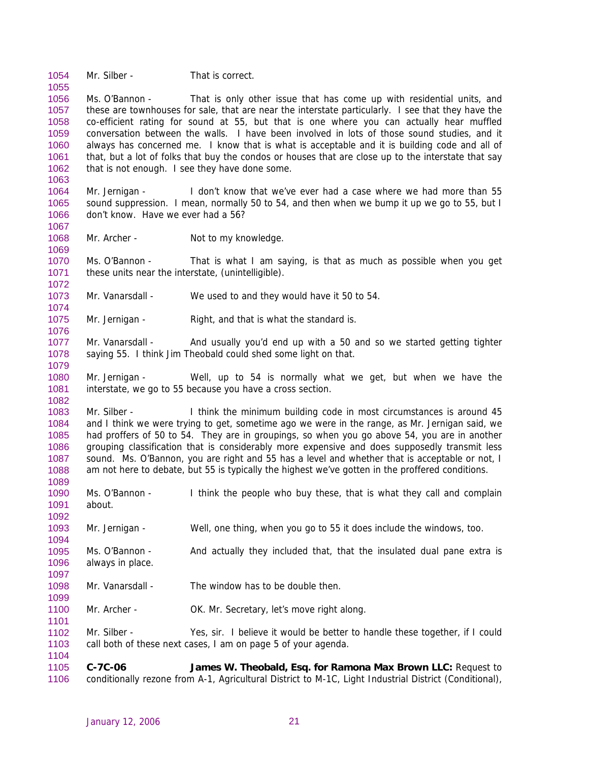Mr. Silber - That is correct.

Ms. O'Bannon - That is only other issue that has come up with residential units, and these are townhouses for sale, that are near the interstate particularly. I see that they have the co-efficient rating for sound at 55, but that is one where you can actually hear muffled conversation between the walls. I have been involved in lots of those sound studies, and it always has concerned me. I know that is what is acceptable and it is building code and all of that, but a lot of folks that buy the condos or houses that are close up to the interstate that say that is not enough. I see they have done some.

Mr. Jernigan - I don't know that we've ever had a case where we had more than 55 sound suppression. I mean, normally 50 to 54, and then when we bump it up we go to 55, but I don't know. Have we ever had a 56?

Mr. Archer - Not to my knowledge.

Ms. O'Bannon - That is what I am saying, is that as much as possible when you get these units near the interstate, (unintelligible).

Mr. Vanarsdall - We used to and they would have it 50 to 54.

Mr. Jernigan - Right, and that is what the standard is.

Mr. Vanarsdall - And usually you'd end up with a 50 and so we started getting tighter saying 55. I think Jim Theobald could shed some light on that.

Mr. Jernigan - Well, up to 54 is normally what we get, but when we have the interstate, we go to 55 because you have a cross section.

Mr. Silber - I think the minimum building code in most circumstances is around 45 and I think we were trying to get, sometime ago we were in the range, as Mr. Jernigan said, we had proffers of 50 to 54. They are in groupings, so when you go above 54, you are in another grouping classification that is considerably more expensive and does supposedly transmit less sound. Ms. O'Bannon, you are right and 55 has a level and whether that is acceptable or not, I am not here to debate, but 55 is typically the highest we've gotten in the proffered conditions.

Ms. O'Bannon - I think the people who buy these, that is what they call and complain about.

Mr. Jernigan - Well, one thing, when you go to 55 it does include the windows, too.

Ms. O'Bannon - And actually they included that, that the insulated dual pane extra is always in place.

Mr. Vanarsdall - The window has to be double then.

Mr. Archer - OK. Mr. Secretary, let's move right along.

Mr. Silber - Yes, sir. I believe it would be better to handle these together, if I could call both of these next cases, I am on page 5 of your agenda.

**C-7C-06 James W. Theobald, Esq. for Ramona Max Brown LLC:** Request to conditionally rezone from A-1, Agricultural District to M-1C, Light Industrial District (Conditional),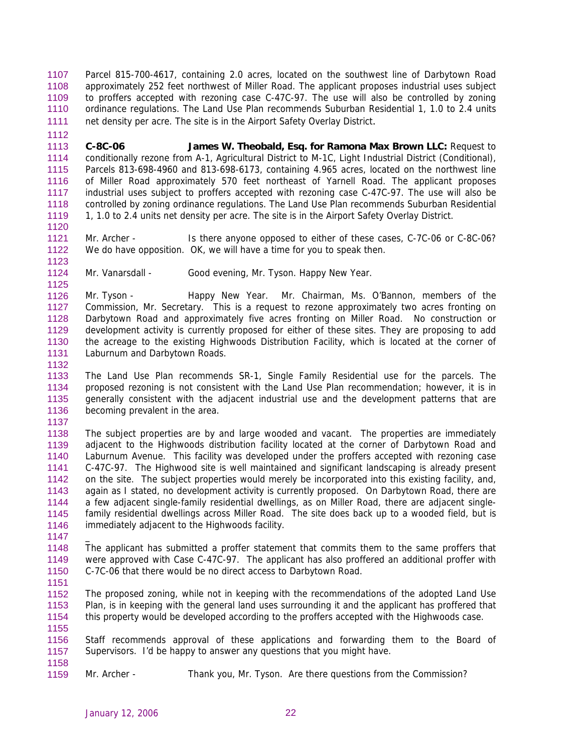Parcel 815-700-4617, containing 2.0 acres, located on the southwest line of Darbytown Road approximately 252 feet northwest of Miller Road. The applicant proposes industrial uses subject to proffers accepted with rezoning case C-47C-97. The use will also be controlled by zoning ordinance regulations. The Land Use Plan recommends Suburban Residential 1, 1.0 to 2.4 units net density per acre. The site is in the Airport Safety Overlay District.

**C-8C-06 James W. Theobald, Esq. for Ramona Max Brown LLC:** Request to conditionally rezone from A-1, Agricultural District to M-1C, Light Industrial District (Conditional), Parcels 813-698-4960 and 813-698-6173, containing 4.965 acres, located on the northwest line of Miller Road approximately 570 feet northeast of Yarnell Road. The applicant proposes industrial uses subject to proffers accepted with rezoning case C-47C-97. The use will also be controlled by zoning ordinance regulations. The Land Use Plan recommends Suburban Residential 1, 1.0 to 2.4 units net density per acre. The site is in the Airport Safety Overlay District.

Mr. Archer - Is there anyone opposed to either of these cases, C-7C-06 or C-8C-06? We do have opposition. OK, we will have a time for you to speak then.

Mr. Vanarsdall - Good evening, Mr. Tyson. Happy New Year.

Mr. Tyson - Happy New Year. Mr. Chairman, Ms. O'Bannon, members of the Commission, Mr. Secretary. This is a request to rezone approximately two acres fronting on Darbytown Road and approximately five acres fronting on Miller Road. No construction or development activity is currently proposed for either of these sites. They are proposing to add the acreage to the existing Highwoods Distribution Facility, which is located at the corner of Laburnum and Darbytown Roads.

The Land Use Plan recommends SR-1, Single Family Residential use for the parcels. The proposed rezoning is not consistent with the Land Use Plan recommendation; however, it is in generally consistent with the adjacent industrial use and the development patterns that are becoming prevalent in the area.

The subject properties are by and large wooded and vacant. The properties are immediately adjacent to the Highwoods distribution facility located at the corner of Darbytown Road and Laburnum Avenue. This facility was developed under the proffers accepted with rezoning case C-47C-97. The Highwood site is well maintained and significant landscaping is already present on the site. The subject properties would merely be incorporated into this existing facility, and, again as I stated, no development activity is currently proposed. On Darbytown Road, there are a few adjacent single-family residential dwellings, as on Miller Road, there are adjacent single-family residential dwellings across Miller Road. The site does back up to a wooded field, but is immediately adjacent to the Highwoods facility.

The applicant has submitted a proffer statement that commits them to the same proffers that were approved with Case C-47C-97. The applicant has also proffered an additional proffer with C-7C-06 that there would be no direct access to Darbytown Road.

The proposed zoning, while not in keeping with the recommendations of the adopted Land Use Plan, is in keeping with the general land uses surrounding it and the applicant has proffered that this property would be developed according to the proffers accepted with the Highwoods case.

Staff recommends approval of these applications and forwarding them to the Board of Supervisors. I'd be happy to answer any questions that you might have.

Mr. Archer - Thank you, Mr. Tyson. Are there questions from the Commission?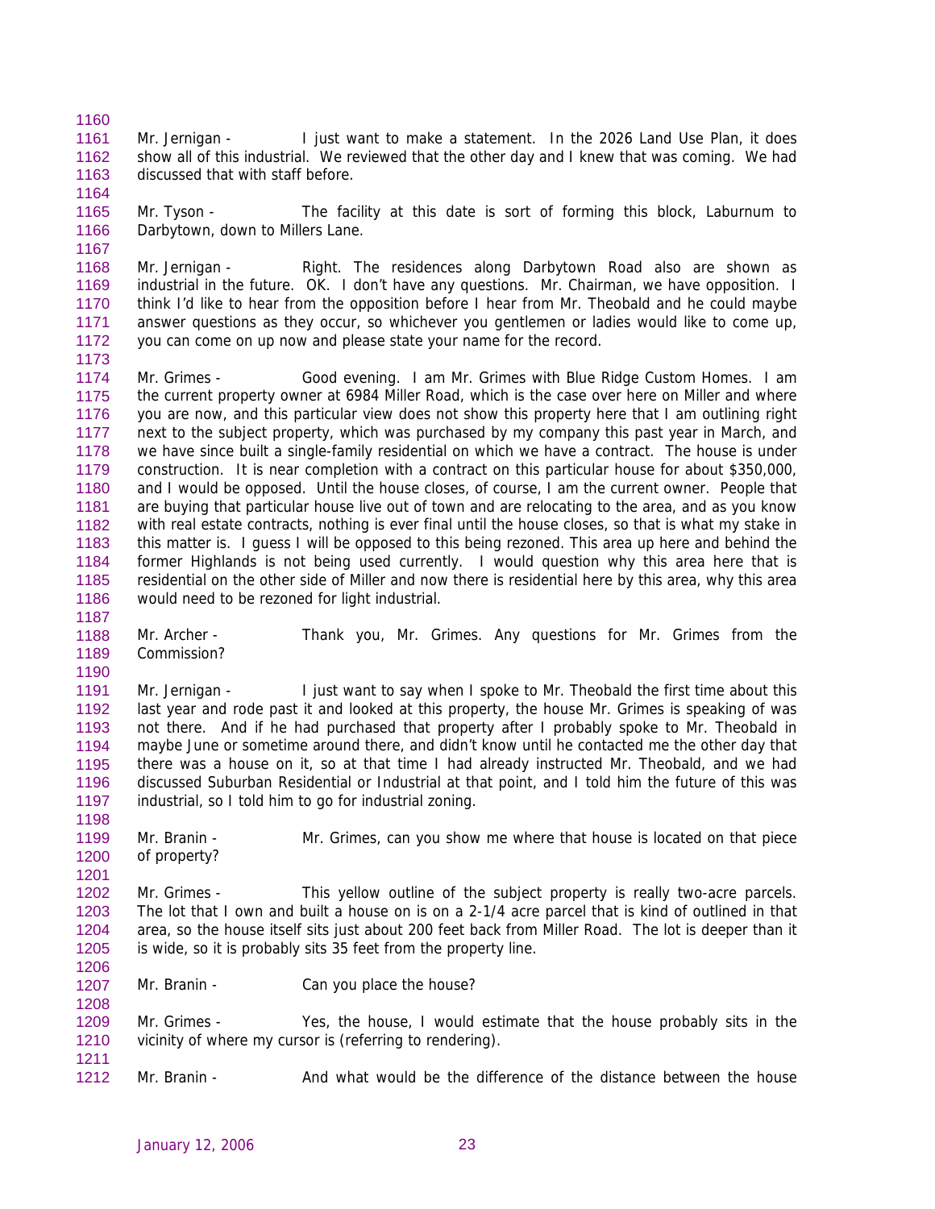Mr. Jernigan - I just want to make a statement. In the 2026 Land Use Plan, it does show all of this industrial. We reviewed that the other day and I knew that was coming. We had discussed that with staff before.

Mr. Tyson - The facility at this date is sort of forming this block, Laburnum to Darbytown, down to Millers Lane.

Mr. Jernigan - Right. The residences along Darbytown Road also are shown as industrial in the future. OK. I don't have any questions. Mr. Chairman, we have opposition. I think I'd like to hear from the opposition before I hear from Mr. Theobald and he could maybe answer questions as they occur, so whichever you gentlemen or ladies would like to come up, you can come on up now and please state your name for the record.

Mr. Grimes - Good evening. I am Mr. Grimes with Blue Ridge Custom Homes. I am the current property owner at 6984 Miller Road, which is the case over here on Miller and where you are now, and this particular view does not show this property here that I am outlining right next to the subject property, which was purchased by my company this past year in March, and we have since built a single-family residential on which we have a contract. The house is under construction. It is near completion with a contract on this particular house for about $350,000, and I would be opposed. Until the house closes, of course, I am the current owner. People that are buying that particular house live out of town and are relocating to the area, and as you know with real estate contracts, nothing is ever final until the house closes, so that is what my stake in this matter is. I guess I will be opposed to this being rezoned. This area up here and behind the former Highlands is not being used currently. I would question why this area here that is residential on the other side of Miller and now there is residential here by this area, why this area would need to be rezoned for light industrial.

Mr. Archer - Thank you, Mr. Grimes. Any questions for Mr. Grimes from the Commission?

Mr. Jernigan - I just want to say when I spoke to Mr. Theobald the first time about this last year and rode past it and looked at this property, the house Mr. Grimes is speaking of was not there. And if he had purchased that property after I probably spoke to Mr. Theobald in maybe June or sometime around there, and didn't know until he contacted me the other day that there was a house on it, so at that time I had already instructed Mr. Theobald, and we had discussed Suburban Residential or Industrial at that point, and I told him the future of this was industrial, so I told him to go for industrial zoning.

Mr. Branin - Mr. Grimes, can you show me where that house is located on that piece of property?

Mr. Grimes - This yellow outline of the subject property is really two-acre parcels. The lot that I own and built a house on is on a 2-1/4 acre parcel that is kind of outlined in that area, so the house itself sits just about 200 feet back from Miller Road. The lot is deeper than it is wide, so it is probably sits 35 feet from the property line.

Mr. Branin - Can you place the house?

Mr. Grimes - Yes, the house, I would estimate that the house probably sits in the vicinity of where my cursor is (referring to rendering).

Mr. Branin - And what would be the difference of the distance between the house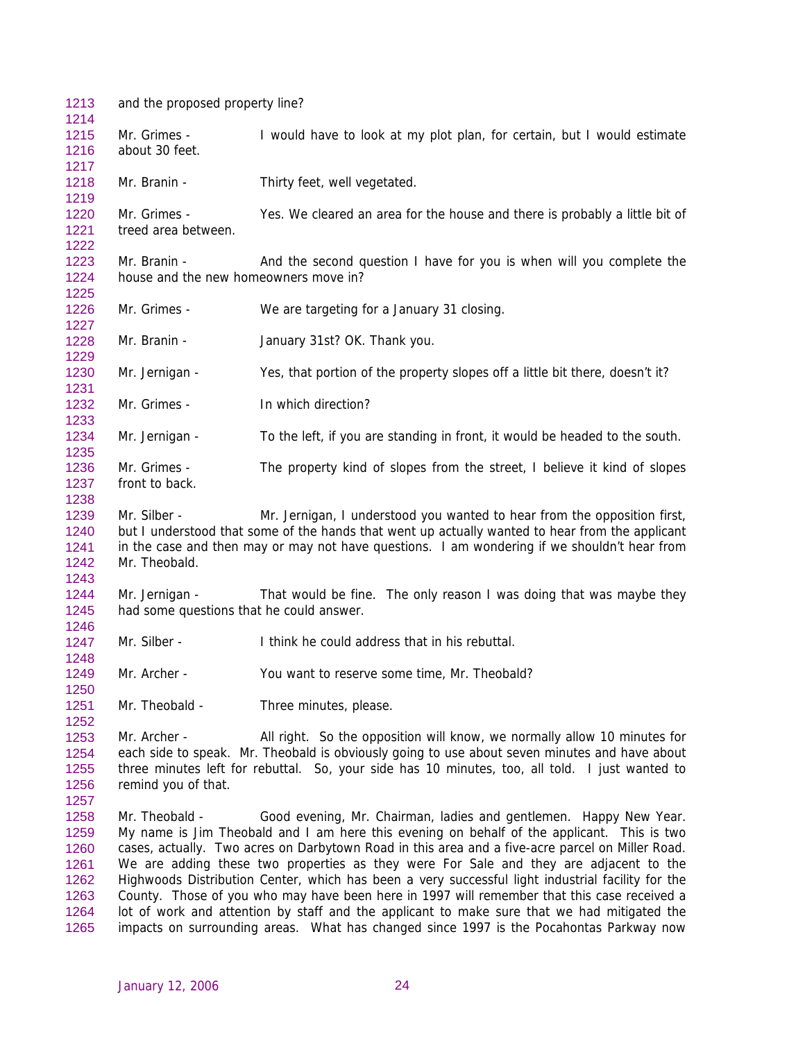and the proposed property line?

Mr. Grimes - I would have to look at my plot plan, for certain, but I would estimate about 30 feet.

Mr. Branin - Thirty feet, well vegetated.

Mr. Grimes - Yes. We cleared an area for the house and there is probably a little bit of treed area between.

Mr. Branin - And the second question I have for you is when will you complete the house and the new homeowners move in?

Mr. Grimes - We are targeting for a January 31 closing.

Mr. Branin - January 31st? OK. Thank you.

Mr. Jernigan - Yes, that portion of the property slopes off a little bit there, doesn't it?

Mr. Grimes - In which direction?

Mr. Jernigan - To the left, if you are standing in front, it would be headed to the south.

Mr. Grimes - The property kind of slopes from the street, I believe it kind of slopes front to back.

Mr. Silber - Mr. Jernigan, I understood you wanted to hear from the opposition first, but I understood that some of the hands that went up actually wanted to hear from the applicant in the case and then may or may not have questions. I am wondering if we shouldn't hear from Mr. Theobald.

Mr. Jernigan - That would be fine. The only reason I was doing that was maybe they had some questions that he could answer.

Mr. Silber - I think he could address that in his rebuttal.

Mr. Archer - You want to reserve some time, Mr. Theobald?

Mr. Theobald - Three minutes, please.

Mr. Archer - All right. So the opposition will know, we normally allow 10 minutes for each side to speak. Mr. Theobald is obviously going to use about seven minutes and have about three minutes left for rebuttal. So, your side has 10 minutes, too, all told. I just wanted to remind you of that.

Mr. Theobald - Good evening, Mr. Chairman, ladies and gentlemen. Happy New Year. My name is Jim Theobald and I am here this evening on behalf of the applicant. This is two cases, actually. Two acres on Darbytown Road in this area and a five-acre parcel on Miller Road. We are adding these two properties as they were For Sale and they are adjacent to the Highwoods Distribution Center, which has been a very successful light industrial facility for the County. Those of you who may have been here in 1997 will remember that this case received a lot of work and attention by staff and the applicant to make sure that we had mitigated the impacts on surrounding areas. What has changed since 1997 is the Pocahontas Parkway now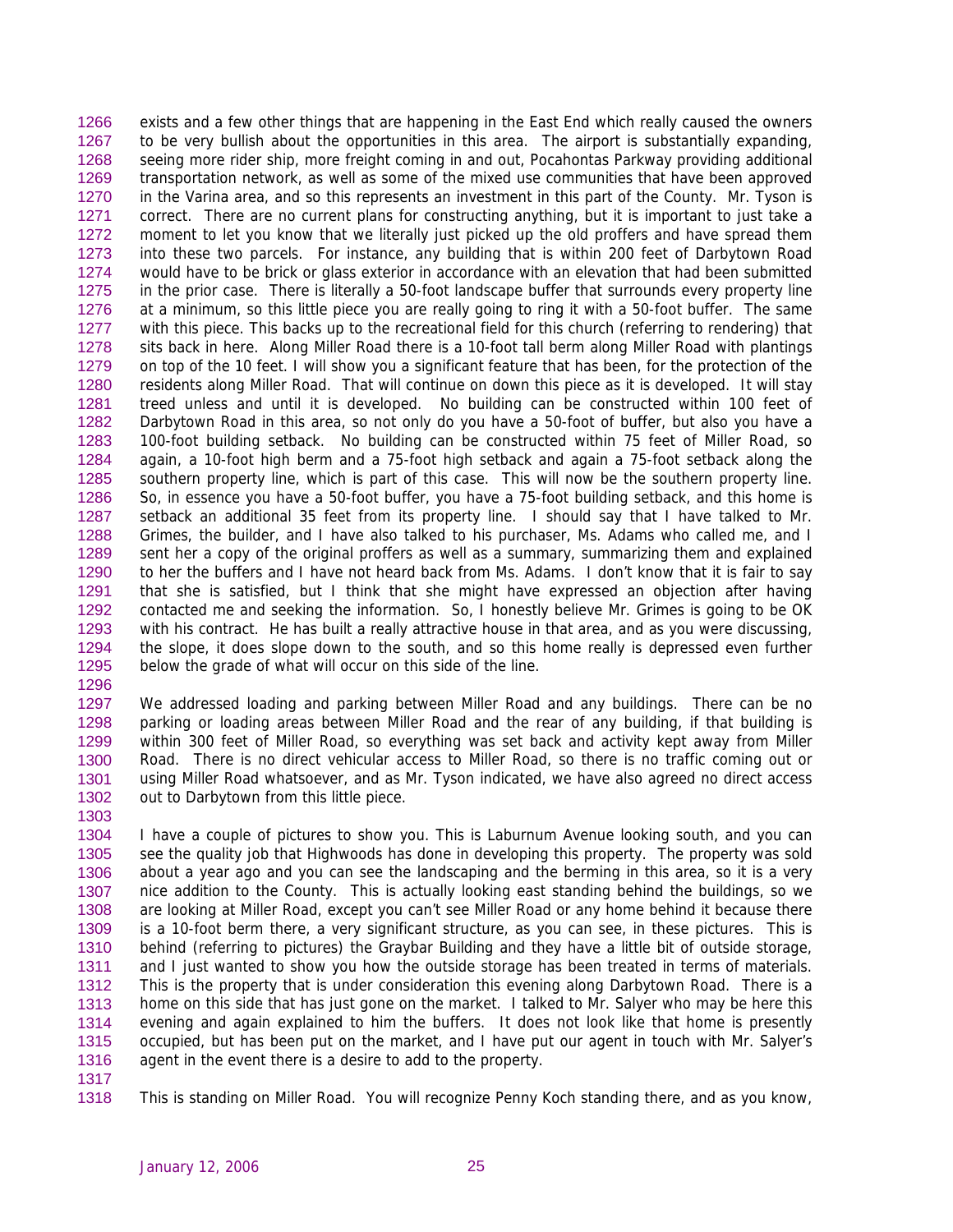exists and a few other things that are happening in the East End which really caused the owners to be very bullish about the opportunities in this area. The airport is substantially expanding, seeing more rider ship, more freight coming in and out, Pocahontas Parkway providing additional transportation network, as well as some of the mixed use communities that have been approved in the Varina area, and so this represents an investment in this part of the County. Mr. Tyson is correct. There are no current plans for constructing anything, but it is important to just take a moment to let you know that we literally just picked up the old proffers and have spread them into these two parcels. For instance, any building that is within 200 feet of Darbytown Road would have to be brick or glass exterior in accordance with an elevation that had been submitted in the prior case. There is literally a 50-foot landscape buffer that surrounds every property line at a minimum, so this little piece you are really going to ring it with a 50-foot buffer. The same with this piece. This backs up to the recreational field for this church (referring to rendering) that sits back in here. Along Miller Road there is a 10-foot tall berm along Miller Road with plantings on top of the 10 feet. I will show you a significant feature that has been, for the protection of the residents along Miller Road. That will continue on down this piece as it is developed. It will stay treed unless and until it is developed. No building can be constructed within 100 feet of Darbytown Road in this area, so not only do you have a 50-foot of buffer, but also you have a 100-foot building setback. No building can be constructed within 75 feet of Miller Road, so again, a 10-foot high berm and a 75-foot high setback and again a 75-foot setback along the southern property line, which is part of this case. This will now be the southern property line. So, in essence you have a 50-foot buffer, you have a 75-foot building setback, and this home is setback an additional 35 feet from its property line. I should say that I have talked to Mr. Grimes, the builder, and I have also talked to his purchaser, Ms. Adams who called me, and I sent her a copy of the original proffers as well as a summary, summarizing them and explained to her the buffers and I have not heard back from Ms. Adams. I don't know that it is fair to say that she is satisfied, but I think that she might have expressed an objection after having contacted me and seeking the information. So, I honestly believe Mr. Grimes is going to be OK with his contract. He has built a really attractive house in that area, and as you were discussing, the slope, it does slope down to the south, and so this home really is depressed even further below the grade of what will occur on this side of the line.

We addressed loading and parking between Miller Road and any buildings. There can be no parking or loading areas between Miller Road and the rear of any building, if that building is within 300 feet of Miller Road, so everything was set back and activity kept away from Miller Road. There is no direct vehicular access to Miller Road, so there is no traffic coming out or using Miller Road whatsoever, and as Mr. Tyson indicated, we have also agreed no direct access out to Darbytown from this little piece.

I have a couple of pictures to show you. This is Laburnum Avenue looking south, and you can see the quality job that Highwoods has done in developing this property. The property was sold about a year ago and you can see the landscaping and the berming in this area, so it is a very nice addition to the County. This is actually looking east standing behind the buildings, so we are looking at Miller Road, except you can't see Miller Road or any home behind it because there is a 10-foot berm there, a very significant structure, as you can see, in these pictures. This is behind (referring to pictures) the Graybar Building and they have a little bit of outside storage, and I just wanted to show you how the outside storage has been treated in terms of materials. This is the property that is under consideration this evening along Darbytown Road. There is a home on this side that has just gone on the market. I talked to Mr. Salyer who may be here this evening and again explained to him the buffers. It does not look like that home is presently occupied, but has been put on the market, and I have put our agent in touch with Mr. Salyer's agent in the event there is a desire to add to the property.

This is standing on Miller Road. You will recognize Penny Koch standing there, and as you know,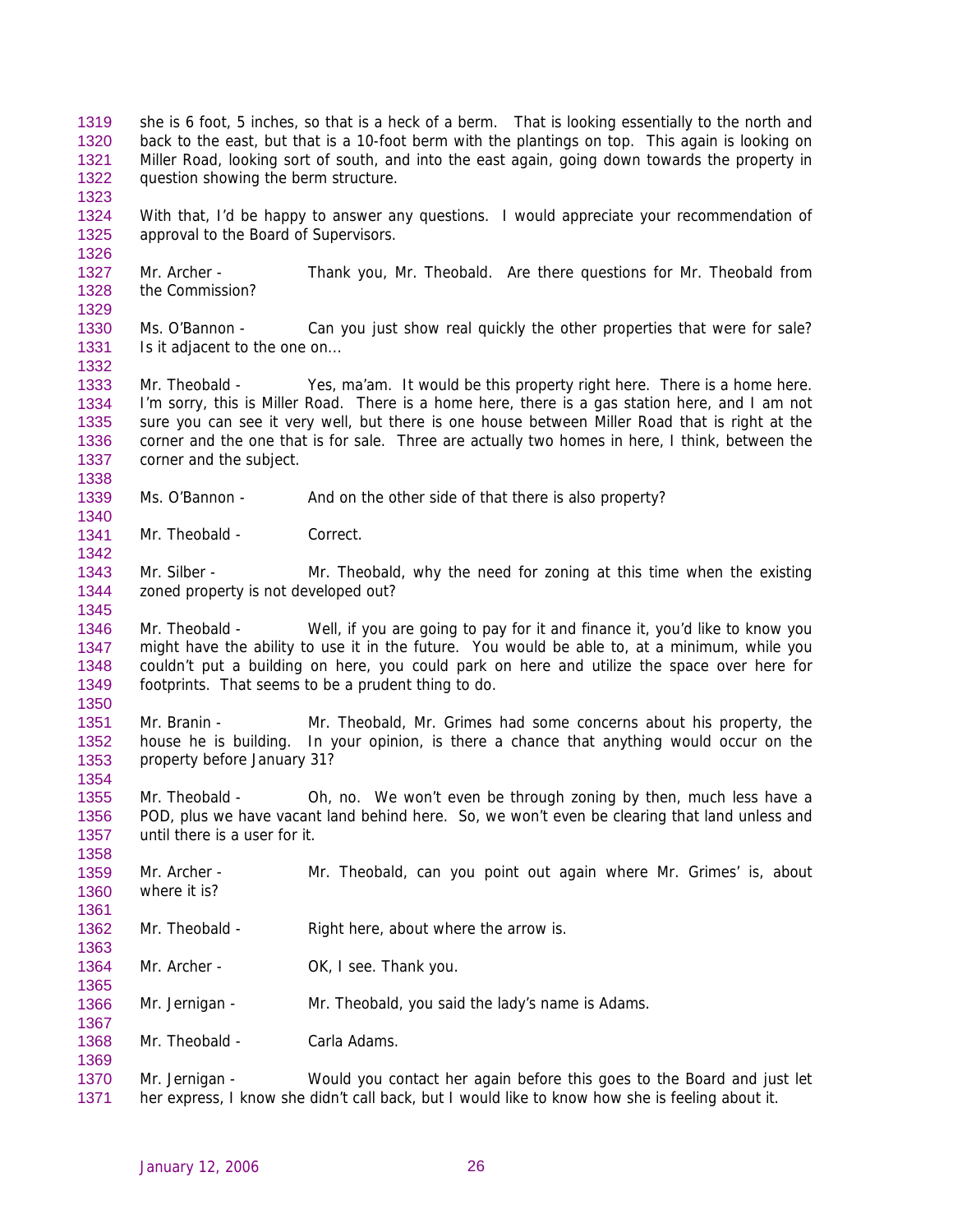she is 6 foot, 5 inches, so that is a heck of a berm. That is looking essentially to the north and back to the east, but that is a 10-foot berm with the plantings on top. This again is looking on Miller Road, looking sort of south, and into the east again, going down towards the property in question showing the berm structure.

With that, I'd be happy to answer any questions. I would appreciate your recommendation of approval to the Board of Supervisors.

Mr. Archer - Thank you, Mr. Theobald. Are there questions for Mr. Theobald from the Commission?

Ms. O'Bannon - Can you just show real quickly the other properties that were for sale? Is it adjacent to the one on...

Mr. Theobald - Yes, ma'am. It would be this property right here. There is a home here. I'm sorry, this is Miller Road. There is a home here, there is a gas station here, and I am not sure you can see it very well, but there is one house between Miller Road that is right at the corner and the one that is for sale. Three are actually two homes in here, I think, between the corner and the subject.

Ms. O'Bannon - And on the other side of that there is also property?

Mr. Theobald - Correct.

Mr. Silber - Mr. Theobald, why the need for zoning at this time when the existing zoned property is not developed out?

Mr. Theobald - Well, if you are going to pay for it and finance it, you'd like to know you might have the ability to use it in the future. You would be able to, at a minimum, while you couldn't put a building on here, you could park on here and utilize the space over here for footprints. That seems to be a prudent thing to do.

Mr. Branin - Mr. Theobald, Mr. Grimes had some concerns about his property, the house he is building. In your opinion, is there a chance that anything would occur on the property before January 31?

Mr. Theobald - Oh, no. We won't even be through zoning by then, much less have a POD, plus we have vacant land behind here. So, we won't even be clearing that land unless and until there is a user for it.

Mr. Archer - Mr. Theobald, can you point out again where Mr. Grimes' is, about where it is?

Mr. Theobald - Right here, about where the arrow is.

Mr. Archer - OK, I see. Thank you.

Mr. Jernigan - Mr. Theobald, you said the lady's name is Adams.

Mr. Theobald - Carla Adams.

Mr. Jernigan - Would you contact her again before this goes to the Board and just let her express, I know she didn't call back, but I would like to know how she is feeling about it.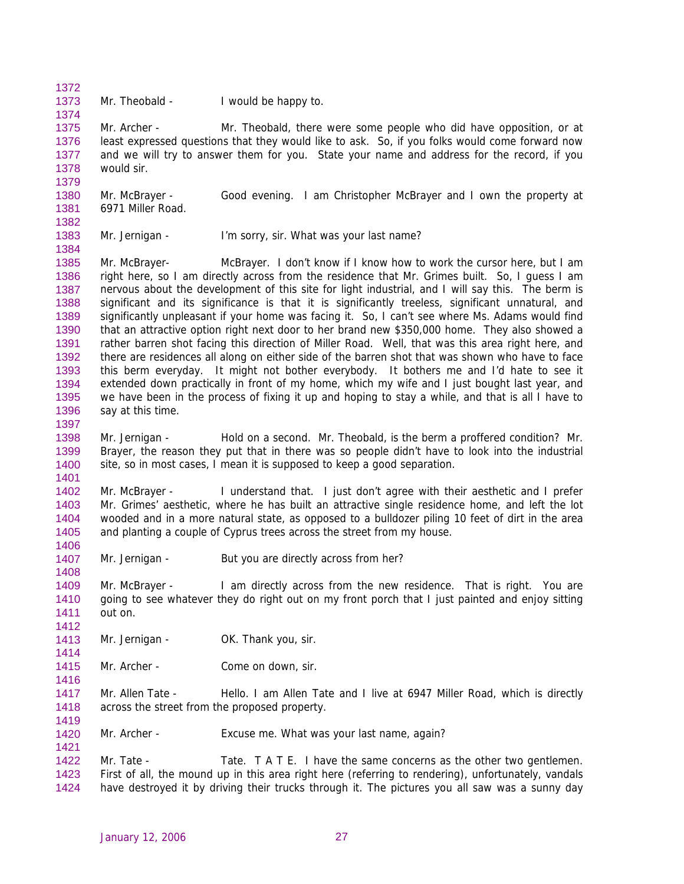Mr. Theobald - I would be happy to.

Mr. Archer - Mr. Theobald, there were some people who did have opposition, or at least expressed questions that they would like to ask. So, if you folks would come forward now and we will try to answer them for you. State your name and address for the record, if you would sir.

Mr. McBrayer - Good evening. I am Christopher McBrayer and I own the property at 6971 Miller Road.

Mr. Jernigan - I'm sorry, sir. What was your last name?

Mr. McBrayer- McBrayer. I don't know if I know how to work the cursor here, but I am right here, so I am directly across from the residence that Mr. Grimes built. So, I guess I am nervous about the development of this site for light industrial, and I will say this. The berm is significant and its significance is that it is significantly treeless, significant unnatural, and significantly unpleasant if your home was facing it. So, I can't see where Ms. Adams would find that an attractive option right next door to her brand new $350,000 home. They also showed a rather barren shot facing this direction of Miller Road. Well, that was this area right here, and there are residences all along on either side of the barren shot that was shown who have to face this berm everyday. It might not bother everybody. It bothers me and I'd hate to see it extended down practically in front of my home, which my wife and I just bought last year, and we have been in the process of fixing it up and hoping to stay a while, and that is all I have to say at this time.

Mr. Jernigan - Hold on a second. Mr. Theobald, is the berm a proffered condition? Mr. Brayer, the reason they put that in there was so people didn't have to look into the industrial site, so in most cases, I mean it is supposed to keep a good separation.

Mr. McBrayer - I understand that. I just don't agree with their aesthetic and I prefer Mr. Grimes' aesthetic, where he has built an attractive single residence home, and left the lot wooded and in a more natural state, as opposed to a bulldozer piling 10 feet of dirt in the area and planting a couple of Cyprus trees across the street from my house.

Mr. Jernigan - But you are directly across from her?

Mr. McBrayer - I am directly across from the new residence. That is right. You are going to see whatever they do right out on my front porch that I just painted and enjoy sitting out on.

Mr. Jernigan - OK. Thank you, sir.

Mr. Archer - Come on down, sir.

Mr. Allen Tate - Hello. I am Allen Tate and I live at 6947 Miller Road, which is directly across the street from the proposed property.

Mr. Archer - Excuse me. What was your last name, again?

Mr. Tate - Tate. T A T E. I have the same concerns as the other two gentlemen. First of all, the mound up in this area right here (referring to rendering), unfortunately, vandals have destroyed it by driving their trucks through it. The pictures you all saw was a sunny day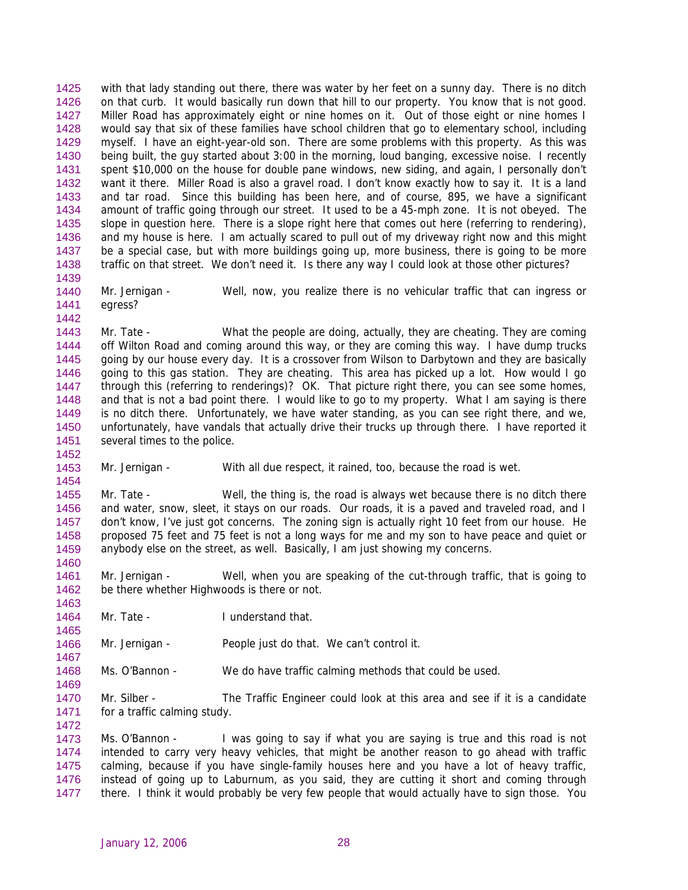with that lady standing out there, there was water by her feet on a sunny day. There is no ditch on that curb. It would basically run down that hill to our property. You know that is not good. Miller Road has approximately eight or nine homes on it. Out of those eight or nine homes I would say that six of these families have school children that go to elementary school, including myself. I have an eight-year-old son. There are some problems with this property. As this was being built, the guy started about 3:00 in the morning, loud banging, excessive noise. I recently spent $10,000 on the house for double pane windows, new siding, and again, I personally don't want it there. Miller Road is also a gravel road. I don't know exactly how to say it. It is a land and tar road. Since this building has been here, and of course, 895, we have a significant amount of traffic going through our street. It used to be a 45-mph zone. It is not obeyed. The slope in question here. There is a slope right here that comes out here (referring to rendering), and my house is here. I am actually scared to pull out of my driveway right now and this might be a special case, but with more buildings going up, more business, there is going to be more traffic on that street. We don't need it. Is there any way I could look at those other pictures?

Mr. Jernigan - Well, now, you realize there is no vehicular traffic that can ingress or egress?

Mr. Tate - What the people are doing, actually, they are cheating. They are coming off Wilton Road and coming around this way, or they are coming this way. I have dump trucks going by our house every day. It is a crossover from Wilson to Darbytown and they are basically going to this gas station. They are cheating. This area has picked up a lot. How would I go through this (referring to renderings)? OK. That picture right there, you can see some homes, and that is not a bad point there. I would like to go to my property. What I am saying is there is no ditch there. Unfortunately, we have water standing, as you can see right there, and we, unfortunately, have vandals that actually drive their trucks up through there. I have reported it several times to the police.

Mr. Jernigan - With all due respect, it rained, too, because the road is wet.

Mr. Tate - Well, the thing is, the road is always wet because there is no ditch there and water, snow, sleet, it stays on our roads. Our roads, it is a paved and traveled road, and I don't know, I've just got concerns. The zoning sign is actually right 10 feet from our house. He proposed 75 feet and 75 feet is not a long ways for me and my son to have peace and quiet or anybody else on the street, as well. Basically, I am just showing my concerns.

Mr. Jernigan - Well, when you are speaking of the cut-through traffic, that is going to be there whether Highwoods is there or not.

Mr. Tate - I understand that.

Mr. Jernigan - People just do that. We can't control it.

Ms. O'Bannon - We do have traffic calming methods that could be used.

Mr. Silber - The Traffic Engineer could look at this area and see if it is a candidate for a traffic calming study.

Ms. O'Bannon - I was going to say if what you are saying is true and this road is not intended to carry very heavy vehicles, that might be another reason to go ahead with traffic calming, because if you have single-family houses here and you have a lot of heavy traffic, instead of going up to Laburnum, as you said, they are cutting it short and coming through there. I think it would probably be very few people that would actually have to sign those. You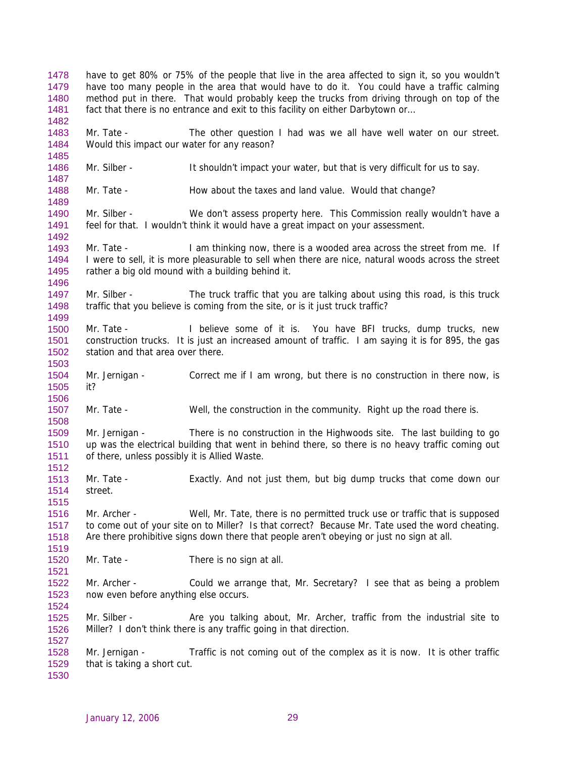have to get 80% or 75% of the people that live in the area affected to sign it, so you wouldn't have too many people in the area that would have to do it. You could have a traffic calming method put in there. That would probably keep the trucks from driving through on top of the fact that there is no entrance and exit to this facility on either Darbytown or…

Mr. Tate - The other question I had was we all have well water on our street. Would this impact our water for any reason?

Mr. Silber - It shouldn't impact your water, but that is very difficult for us to say.

Mr. Tate - How about the taxes and land value. Would that change?

Mr. Silber - We don't assess property here. This Commission really wouldn't have a feel for that. I wouldn't think it would have a great impact on your assessment.

Mr. Tate - I am thinking now, there is a wooded area across the street from me. If I were to sell, it is more pleasurable to sell when there are nice, natural woods across the street rather a big old mound with a building behind it.

Mr. Silber - The truck traffic that you are talking about using this road, is this truck traffic that you believe is coming from the site, or is it just truck traffic?

Mr. Tate - I believe some of it is. You have BFI trucks, dump trucks, new construction trucks. It is just an increased amount of traffic. I am saying it is for 895, the gas station and that area over there.

Mr. Jernigan - Correct me if I am wrong, but there is no construction in there now, is it?

Mr. Tate - Well, the construction in the community. Right up the road there is.

Mr. Jernigan - There is no construction in the Highwoods site. The last building to go up was the electrical building that went in behind there, so there is no heavy traffic coming out of there, unless possibly it is Allied Waste.

Mr. Tate - Exactly. And not just them, but big dump trucks that come down our street.

Mr. Archer - Well, Mr. Tate, there is no permitted truck use or traffic that is supposed to come out of your site on to Miller? Is that correct? Because Mr. Tate used the word cheating. Are there prohibitive signs down there that people aren't obeying or just no sign at all.

Mr. Tate - There is no sign at all.

Mr. Archer - Could we arrange that, Mr. Secretary? I see that as being a problem now even before anything else occurs.

Mr. Silber - Are you talking about, Mr. Archer, traffic from the industrial site to Miller? I don't think there is any traffic going in that direction.

Mr. Jernigan - Traffic is not coming out of the complex as it is now. It is other traffic that is taking a short cut.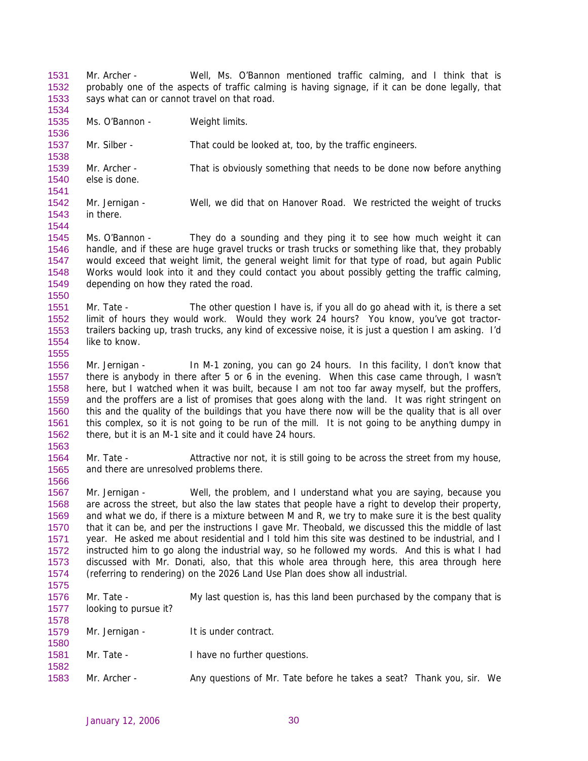Mr. Archer - Well, Ms. O'Bannon mentioned traffic calming, and I think that is probably one of the aspects of traffic calming is having signage, if it can be done legally, that says what can or cannot travel on that road.

Ms. O'Bannon - Weight limits.

Mr. Silber - That could be looked at, too, by the traffic engineers.

Mr. Archer - That is obviously something that needs to be done now before anything else is done.

Mr. Jernigan - Well, we did that on Hanover Road. We restricted the weight of trucks in there.

Ms. O'Bannon - They do a sounding and they ping it to see how much weight it can handle, and if these are huge gravel trucks or trash trucks or something like that, they probably would exceed that weight limit, the general weight limit for that type of road, but again Public Works would look into it and they could contact you about possibly getting the traffic calming, depending on how they rated the road.

Mr. Tate - The other question I have is, if you all do go ahead with it, is there a set limit of hours they would work. Would they work 24 hours? You know, you've got tractor-trailers backing up, trash trucks, any kind of excessive noise, it is just a question I am asking. I'd like to know.

Mr. Jernigan - In M-1 zoning, you can go 24 hours. In this facility, I don't know that there is anybody in there after 5 or 6 in the evening. When this case came through, I wasn't here, but I watched when it was built, because I am not too far away myself, but the proffers, and the proffers are a list of promises that goes along with the land. It was right stringent on this and the quality of the buildings that you have there now will be the quality that is all over this complex, so it is not going to be run of the mill. It is not going to be anything dumpy in there, but it is an M-1 site and it could have 24 hours.

Mr. Tate - Attractive nor not, it is still going to be across the street from my house, and there are unresolved problems there.

Mr. Jernigan - Well, the problem, and I understand what you are saying, because you are across the street, but also the law states that people have a right to develop their property, and what we do, if there is a mixture between M and R, we try to make sure it is the best quality that it can be, and per the instructions I gave Mr. Theobald, we discussed this the middle of last year. He asked me about residential and I told him this site was destined to be industrial, and I instructed him to go along the industrial way, so he followed my words. And this is what I had discussed with Mr. Donati, also, that this whole area through here, this area through here (referring to rendering) on the 2026 Land Use Plan does show all industrial.

Mr. Tate - My last question is, has this land been purchased by the company that is looking to pursue it?

Mr. Jernigan - It is under contract.

Mr. Tate - I have no further questions.

Mr. Archer - Any questions of Mr. Tate before he takes a seat? Thank you, sir. We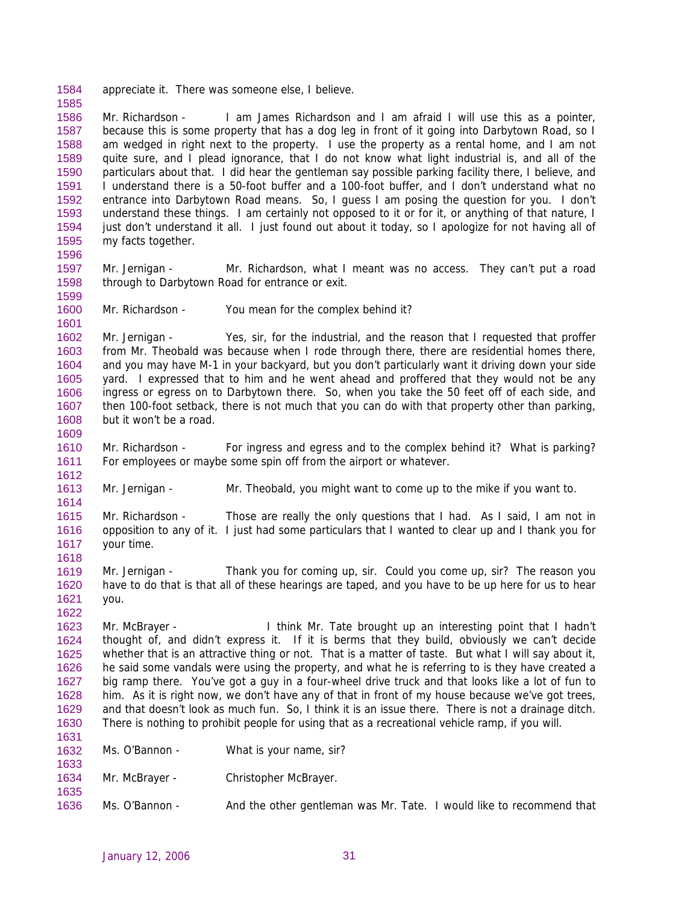appreciate it. There was someone else, I believe.

Mr. Richardson - I am James Richardson and I am afraid I will use this as a pointer, because this is some property that has a dog leg in front of it going into Darbytown Road, so I am wedged in right next to the property. I use the property as a rental home, and I am not quite sure, and I plead ignorance, that I do not know what light industrial is, and all of the particulars about that. I did hear the gentleman say possible parking facility there, I believe, and I understand there is a 50-foot buffer and a 100-foot buffer, and I don't understand what no entrance into Darbytown Road means. So, I guess I am posing the question for you. I don't understand these things. I am certainly not opposed to it or for it, or anything of that nature, I just don't understand it all. I just found out about it today, so I apologize for not having all of my facts together.

Mr. Jernigan - Mr. Richardson, what I meant was no access. They can't put a road through to Darbytown Road for entrance or exit.

Mr. Richardson - You mean for the complex behind it?

Mr. Jernigan - Yes, sir, for the industrial, and the reason that I requested that proffer from Mr. Theobald was because when I rode through there, there are residential homes there, and you may have M-1 in your backyard, but you don't particularly want it driving down your side yard. I expressed that to him and he went ahead and proffered that they would not be any ingress or egress on to Darbytown there. So, when you take the 50 feet off of each side, and then 100-foot setback, there is not much that you can do with that property other than parking, but it won't be a road.

Mr. Richardson - For ingress and egress and to the complex behind it? What is parking? For employees or maybe some spin off from the airport or whatever.

Mr. Jernigan - Mr. Theobald, you might want to come up to the mike if you want to.

Mr. Richardson - Those are really the only questions that I had. As I said, I am not in opposition to any of it. I just had some particulars that I wanted to clear up and I thank you for your time.

Mr. Jernigan - Thank you for coming up, sir. Could you come up, sir? The reason you have to do that is that all of these hearings are taped, and you have to be up here for us to hear you.

Mr. McBrayer - I think Mr. Tate brought up an interesting point that I hadn't thought of, and didn't express it. If it is berms that they build, obviously we can't decide whether that is an attractive thing or not. That is a matter of taste. But what I will say about it, he said some vandals were using the property, and what he is referring to is they have created a big ramp there. You've got a guy in a four-wheel drive truck and that looks like a lot of fun to him. As it is right now, we don't have any of that in front of my house because we've got trees, and that doesn't look as much fun. So, I think it is an issue there. There is not a drainage ditch. There is nothing to prohibit people for using that as a recreational vehicle ramp, if you will.

Ms. O'Bannon - What is your name, sir?

Mr. McBrayer - Christopher McBrayer.

Ms. O'Bannon - And the other gentleman was Mr. Tate. I would like to recommend that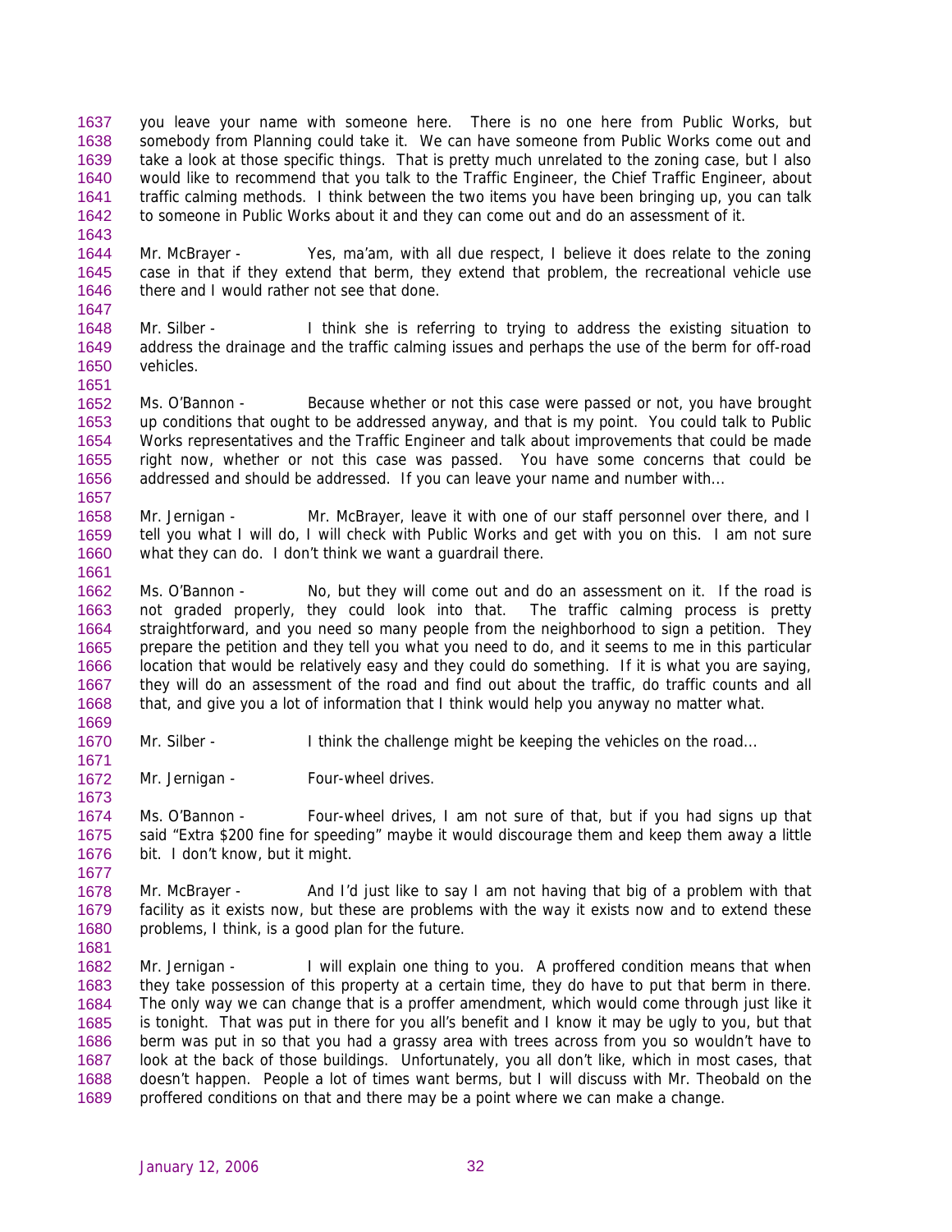you leave your name with someone here. There is no one here from Public Works, but somebody from Planning could take it. We can have someone from Public Works come out and take a look at those specific things. That is pretty much unrelated to the zoning case, but I also would like to recommend that you talk to the Traffic Engineer, the Chief Traffic Engineer, about traffic calming methods. I think between the two items you have been bringing up, you can talk to someone in Public Works about it and they can come out and do an assessment of it.

Mr. McBrayer - Yes, ma'am, with all due respect, I believe it does relate to the zoning case in that if they extend that berm, they extend that problem, the recreational vehicle use there and I would rather not see that done.

Mr. Silber - I think she is referring to trying to address the existing situation to address the drainage and the traffic calming issues and perhaps the use of the berm for off-road vehicles.

Ms. O'Bannon - Because whether or not this case were passed or not, you have brought up conditions that ought to be addressed anyway, and that is my point. You could talk to Public Works representatives and the Traffic Engineer and talk about improvements that could be made right now, whether or not this case was passed. You have some concerns that could be addressed and should be addressed. If you can leave your name and number with...

Mr. Jernigan - Mr. McBrayer, leave it with one of our staff personnel over there, and I tell you what I will do, I will check with Public Works and get with you on this. I am not sure what they can do. I don't think we want a guardrail there.

Ms. O'Bannon - No, but they will come out and do an assessment on it. If the road is not graded properly, they could look into that. The traffic calming process is pretty straightforward, and you need so many people from the neighborhood to sign a petition. They prepare the petition and they tell you what you need to do, and it seems to me in this particular location that would be relatively easy and they could do something. If it is what you are saying, they will do an assessment of the road and find out about the traffic, do traffic counts and all that, and give you a lot of information that I think would help you anyway no matter what.

Mr. Silber - I think the challenge might be keeping the vehicles on the road...

Mr. Jernigan - Four-wheel drives.

Ms. O'Bannon - Four-wheel drives, I am not sure of that, but if you had signs up that said "Extra $200 fine for speeding" maybe it would discourage them and keep them away a little bit. I don't know, but it might.

Mr. McBrayer - And I'd just like to say I am not having that big of a problem with that facility as it exists now, but these are problems with the way it exists now and to extend these problems, I think, is a good plan for the future.

Mr. Jernigan - I will explain one thing to you. A proffered condition means that when they take possession of this property at a certain time, they do have to put that berm in there. The only way we can change that is a proffer amendment, which would come through just like it is tonight. That was put in there for you all's benefit and I know it may be ugly to you, but that berm was put in so that you had a grassy area with trees across from you so wouldn't have to look at the back of those buildings. Unfortunately, you all don't like, which in most cases, that doesn't happen. People a lot of times want berms, but I will discuss with Mr. Theobald on the proffered conditions on that and there may be a point where we can make a change.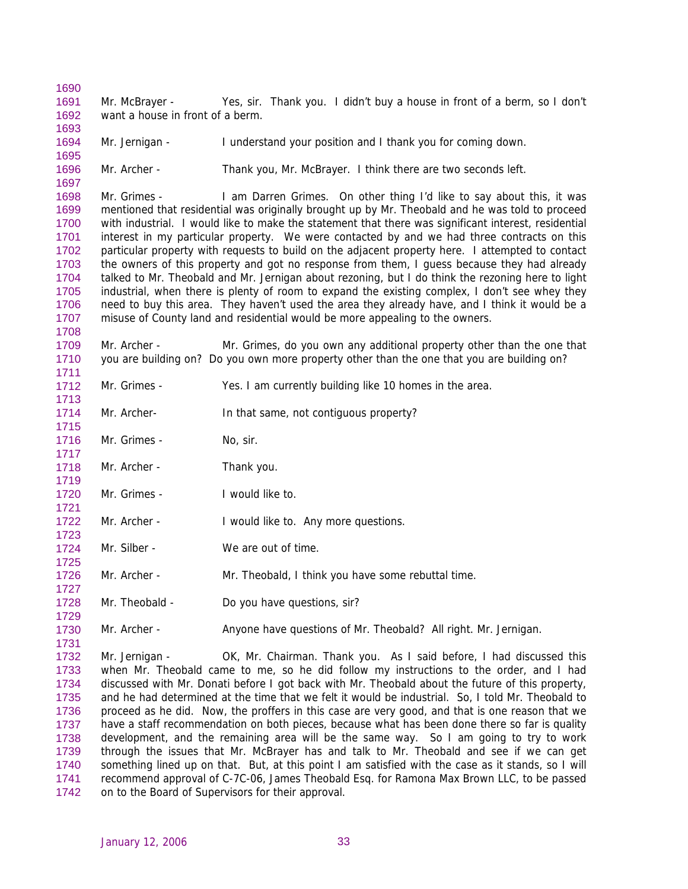Mr. McBrayer - Yes, sir. Thank you. I didn't buy a house in front of a berm, so I don't want a house in front of a berm.

Mr. Jernigan - I understand your position and I thank you for coming down.

Mr. Archer - Thank you, Mr. McBrayer. I think there are two seconds left.

Mr. Grimes - I am Darren Grimes. On other thing I'd like to say about this, it was mentioned that residential was originally brought up by Mr. Theobald and he was told to proceed with industrial. I would like to make the statement that there was significant interest, residential interest in my particular property. We were contacted by and we had three contracts on this particular property with requests to build on the adjacent property here. I attempted to contact the owners of this property and got no response from them, I guess because they had already talked to Mr. Theobald and Mr. Jernigan about rezoning, but I do think the rezoning here to light industrial, when there is plenty of room to expand the existing complex, I don't see whey they need to buy this area. They haven't used the area they already have, and I think it would be a misuse of County land and residential would be more appealing to the owners.

Mr. Archer - Mr. Grimes, do you own any additional property other than the one that you are building on? Do you own more property other than the one that you are building on?

Mr. Grimes - Yes. I am currently building like 10 homes in the area.

Mr. Archer- In that same, not contiguous property?

Mr. Grimes - No, sir.

Mr. Archer - Thank you.

Mr. Grimes - I would like to.

Mr. Archer - I would like to. Any more questions.

Mr. Silber - We are out of time.

Mr. Archer - Mr. Theobald, I think you have some rebuttal time.

Mr. Theobald - Do you have questions, sir?

Mr. Archer - Anyone have questions of Mr. Theobald? All right. Mr. Jernigan.

Mr. Jernigan - OK, Mr. Chairman. Thank you. As I said before, I had discussed this when Mr. Theobald came to me, so he did follow my instructions to the order, and I had discussed with Mr. Donati before I got back with Mr. Theobald about the future of this property, and he had determined at the time that we felt it would be industrial. So, I told Mr. Theobald to proceed as he did. Now, the proffers in this case are very good, and that is one reason that we have a staff recommendation on both pieces, because what has been done there so far is quality development, and the remaining area will be the same way. So I am going to try to work through the issues that Mr. McBrayer has and talk to Mr. Theobald and see if we can get something lined up on that. But, at this point I am satisfied with the case as it stands, so I will recommend approval of C-7C-06, James Theobald Esq. for Ramona Max Brown LLC, to be passed on to the Board of Supervisors for their approval.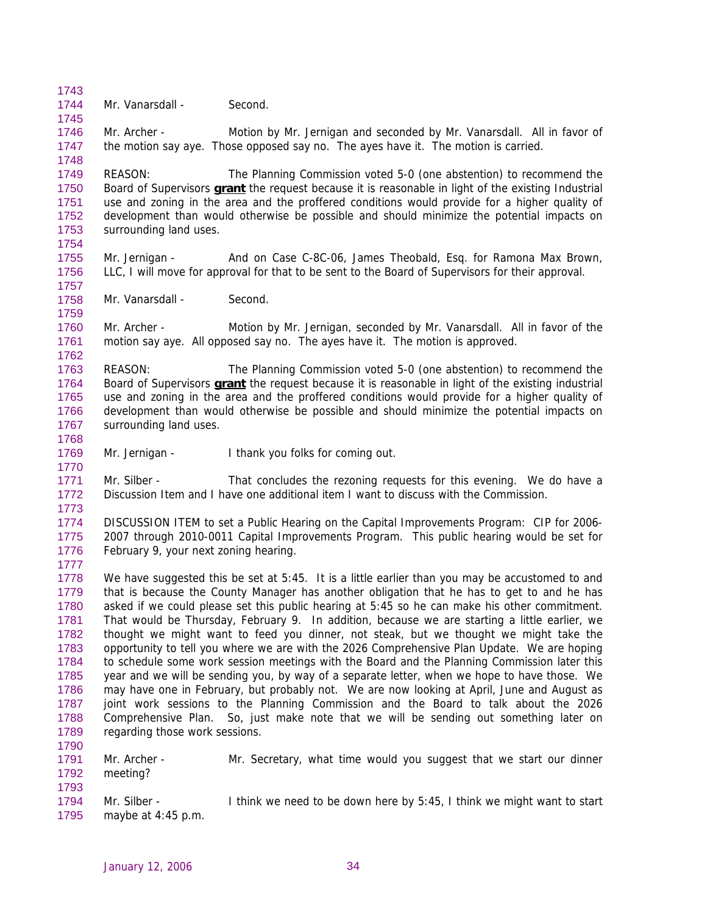Mr. Vanarsdall - Second.

Mr. Archer - Motion by Mr. Jernigan and seconded by Mr. Vanarsdall. All in favor of the motion say aye. Those opposed say no. The ayes have it. The motion is carried.

REASON: The Planning Commission voted 5-0 (one abstention) to recommend the Board of Supervisors **grant** the request because it is reasonable in light of the existing Industrial use and zoning in the area and the proffered conditions would provide for a higher quality of development than would otherwise be possible and should minimize the potential impacts on surrounding land uses.

Mr. Jernigan - And on Case C-8C-06, James Theobald, Esq. for Ramona Max Brown, LLC, I will move for approval for that to be sent to the Board of Supervisors for their approval.

Mr. Vanarsdall - Second.

Mr. Archer - Motion by Mr. Jernigan, seconded by Mr. Vanarsdall. All in favor of the motion say aye. All opposed say no. The ayes have it. The motion is approved.

REASON: The Planning Commission voted 5-0 (one abstention) to recommend the Board of Supervisors **grant** the request because it is reasonable in light of the existing industrial use and zoning in the area and the proffered conditions would provide for a higher quality of development than would otherwise be possible and should minimize the potential impacts on surrounding land uses.

Mr. Jernigan - I thank you folks for coming out.

Mr. Silber - That concludes the rezoning requests for this evening. We do have a Discussion Item and I have one additional item I want to discuss with the Commission.

DISCUSSION ITEM to set a Public Hearing on the Capital Improvements Program: CIP for 2006-2007 through 2010-0011 Capital Improvements Program. This public hearing would be set for February 9, your next zoning hearing.

We have suggested this be set at 5:45. It is a little earlier than you may be accustomed to and that is because the County Manager has another obligation that he has to get to and he has asked if we could please set this public hearing at 5:45 so he can make his other commitment. That would be Thursday, February 9. In addition, because we are starting a little earlier, we thought we might want to feed you dinner, not steak, but we thought we might take the opportunity to tell you where we are with the 2026 Comprehensive Plan Update. We are hoping to schedule some work session meetings with the Board and the Planning Commission later this year and we will be sending you, by way of a separate letter, when we hope to have those. We may have one in February, but probably not. We are now looking at April, June and August as joint work sessions to the Planning Commission and the Board to talk about the 2026 Comprehensive Plan. So, just make note that we will be sending out something later on regarding those work sessions.

Mr. Archer - Mr. Secretary, what time would you suggest that we start our dinner meeting?

Mr. Silber - I think we need to be down here by 5:45, I think we might want to start maybe at 4:45 p.m.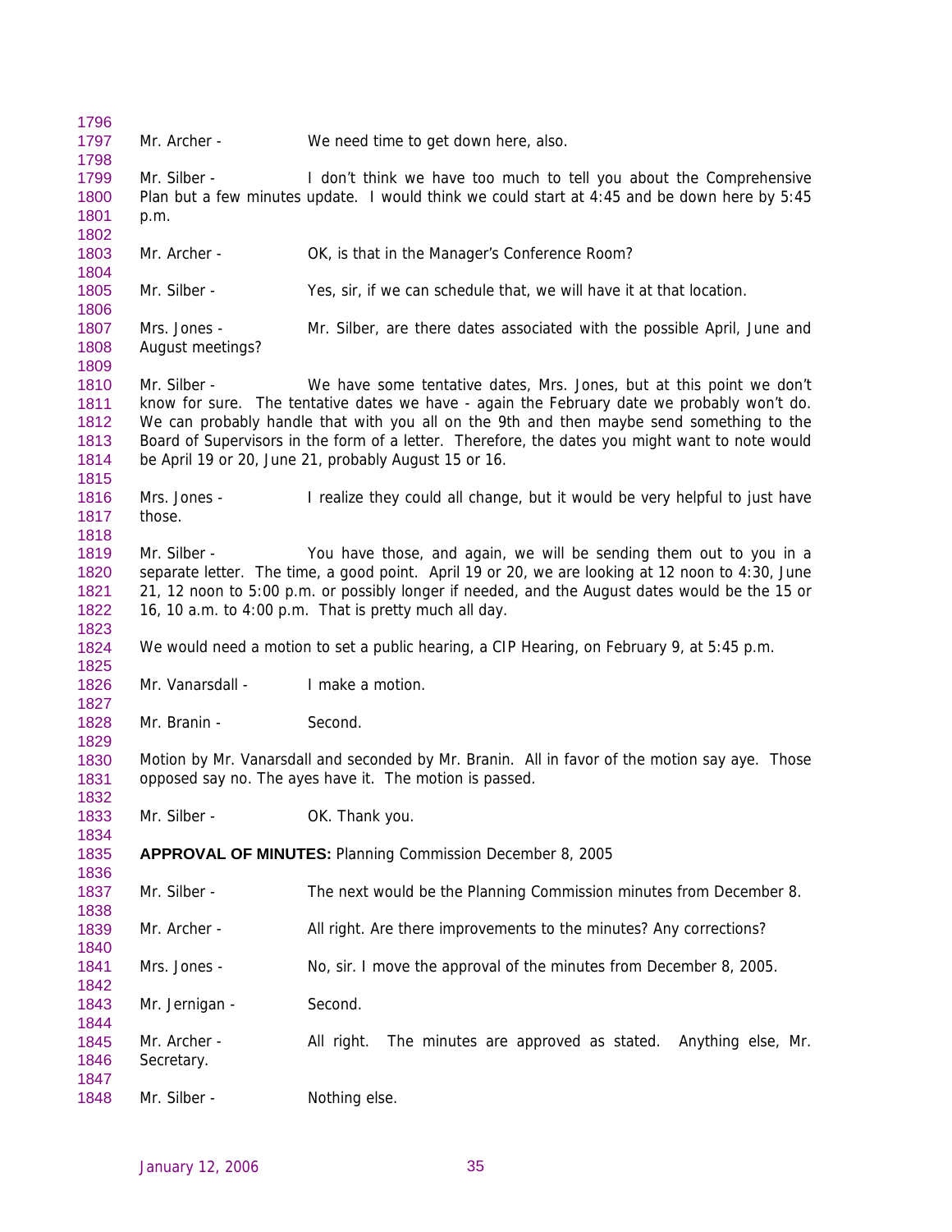Mr. Archer - We need time to get down here, also.

Mr. Silber - I don't think we have too much to tell you about the Comprehensive Plan but a few minutes update. I would think we could start at 4:45 and be down here by 5:45 p.m.

Mr. Archer - OK, is that in the Manager's Conference Room?

Mr. Silber - Yes, sir, if we can schedule that, we will have it at that location.

Mrs. Jones - Mr. Silber, are there dates associated with the possible April, June and August meetings?

Mr. Silber - We have some tentative dates, Mrs. Jones, but at this point we don't know for sure. The tentative dates we have - again the February date we probably won't do. We can probably handle that with you all on the 9th and then maybe send something to the Board of Supervisors in the form of a letter. Therefore, the dates you might want to note would be April 19 or 20, June 21, probably August 15 or 16.

Mrs. Jones - I realize they could all change, but it would be very helpful to just have those.

Mr. Silber - You have those, and again, we will be sending them out to you in a separate letter. The time, a good point. April 19 or 20, we are looking at 12 noon to 4:30, June 21, 12 noon to 5:00 p.m. or possibly longer if needed, and the August dates would be the 15 or 16, 10 a.m. to 4:00 p.m. That is pretty much all day.

We would need a motion to set a public hearing, a CIP Hearing, on February 9, at 5:45 p.m.

Mr. Vanarsdall - I make a motion.

Mr. Branin - Second.

Motion by Mr. Vanarsdall and seconded by Mr. Branin. All in favor of the motion say aye. Those opposed say no. The ayes have it. The motion is passed.

Mr. Silber - OK. Thank you.

**APPROVAL OF MINUTES:** Planning Commission December 8, 2005

Mr. Silber - The next would be the Planning Commission minutes from December 8.

Mr. Archer - All right. Are there improvements to the minutes? Any corrections?

Mrs. Jones - No, sir. I move the approval of the minutes from December 8, 2005.

Mr. Jernigan - Second.

Mr. Archer - All right. The minutes are approved as stated. Anything else, Mr. Secretary.

Mr. Silber - Nothing else.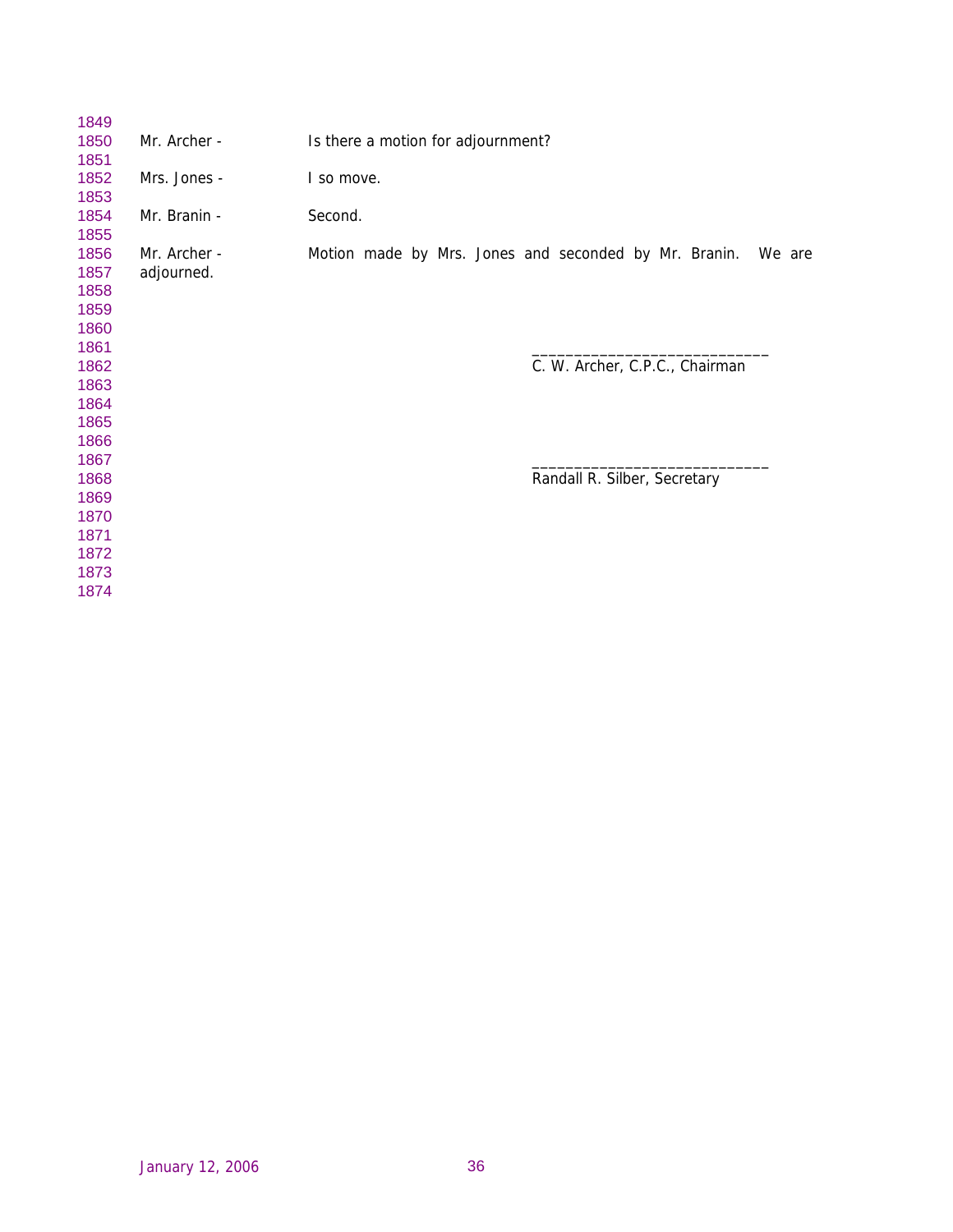Mr. Archer - Is there a motion for adjournment?

Mrs. Jones - I so move.

Mr. Branin - Second.

Mr. Archer - Motion made by Mrs. Jones and seconded by Mr. Branin. We are adjourned.

_____________________________
C. W. Archer, C.P.C., Chairman

_____________________________
Randall R. Silber, Secretary